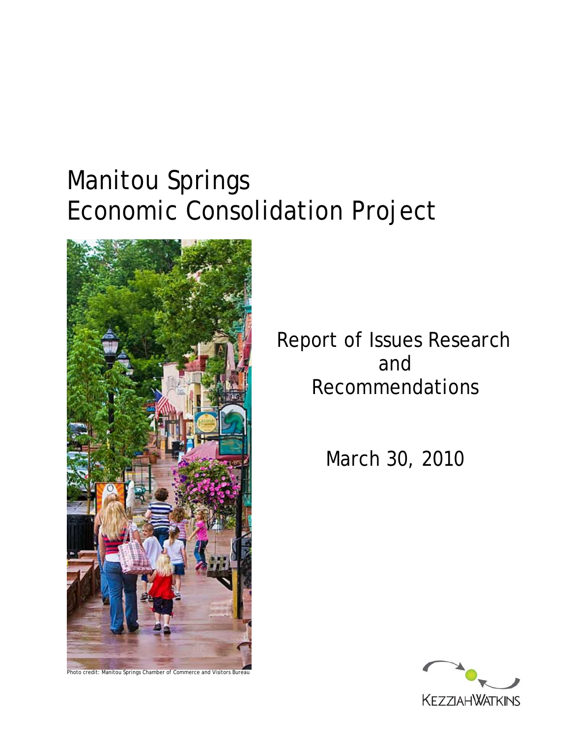# Manitou Springs Economic Consolidation Project

Photo credit: Manitou Springs Chamber of Commerce and Visitors Bureau

## Report of Issues Research and Recommendations

March 30, 2010

KEZZIAHWATKINS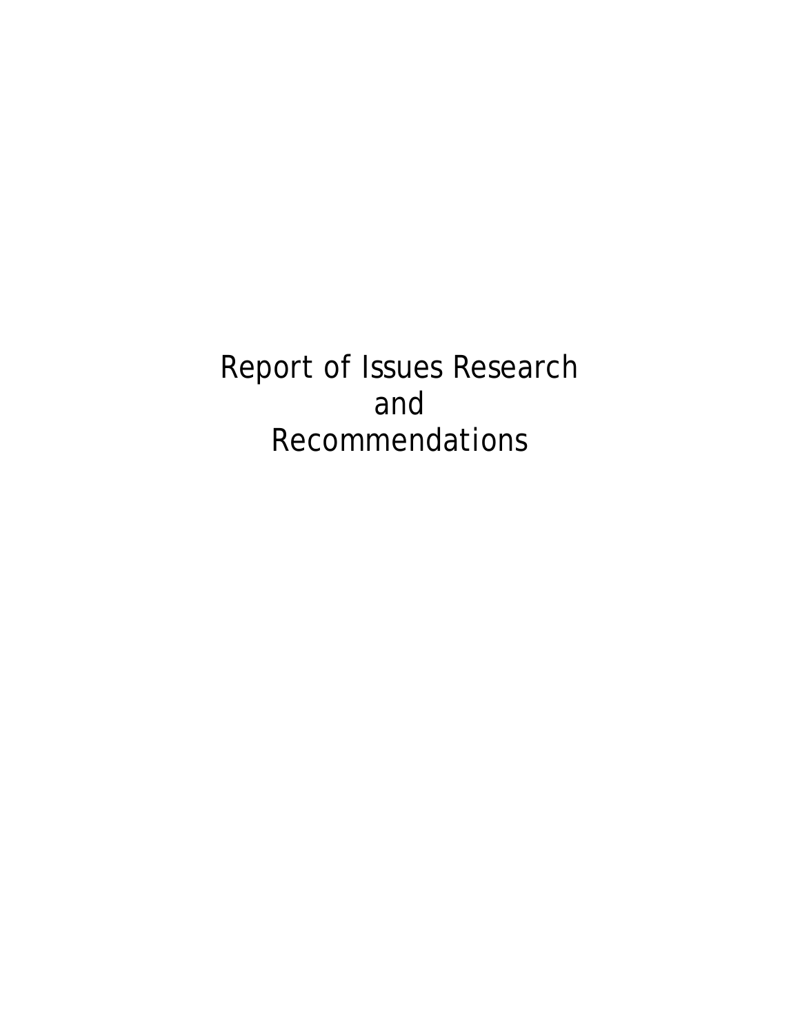# Report of Issues Research and Recommendations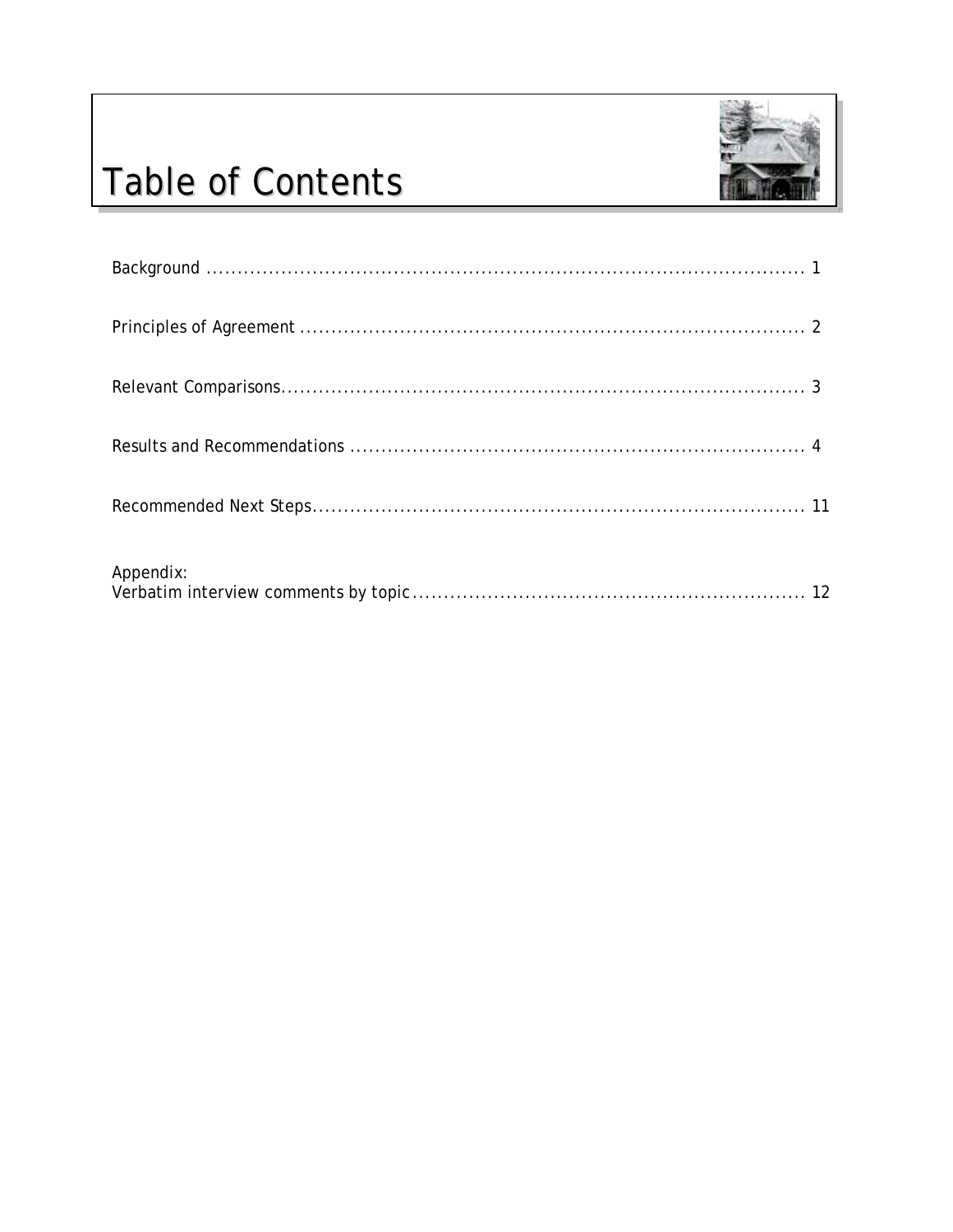# Table of Contents

Background ..................................................................................... 1

Principles of Agreement ..................................................................... 2

Relevant Comparisons......................................................................... 3

Results and Recommendations ............................................................. 4

Recommended Next Steps.................................................................... 11

Appendix:
Verbatim interview comments by topic.................................................. 12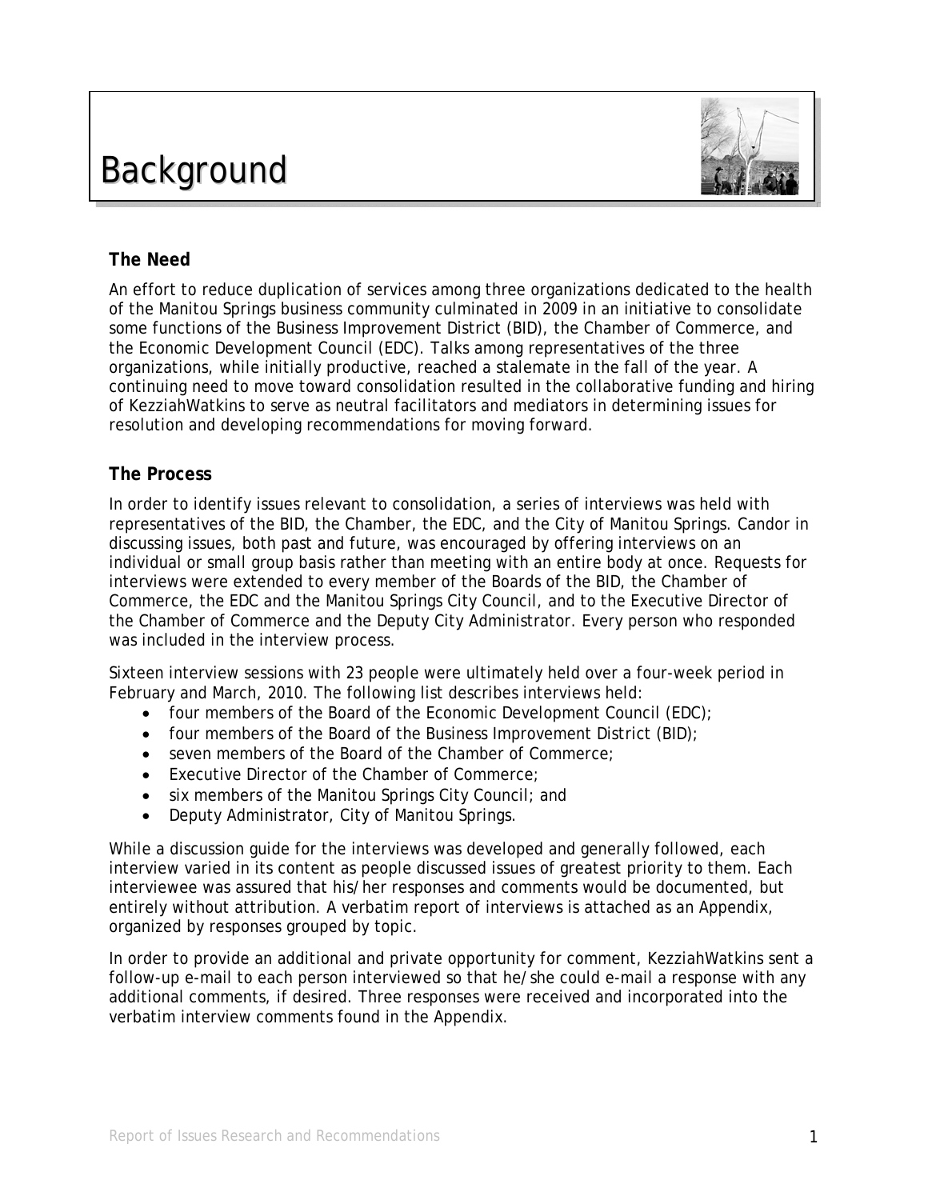# Background

### The Need

An effort to reduce duplication of services among three organizations dedicated to the health of the Manitou Springs business community culminated in 2009 in an initiative to consolidate some functions of the Business Improvement District (BID), the Chamber of Commerce, and the Economic Development Council (EDC). Talks among representatives of the three organizations, while initially productive, reached a stalemate in the fall of the year. A continuing need to move toward consolidation resulted in the collaborative funding and hiring of KezziahWatkins to serve as neutral facilitators and mediators in determining issues for resolution and developing recommendations for moving forward.

### The Process

In order to identify issues relevant to consolidation, a series of interviews was held with representatives of the BID, the Chamber, the EDC, and the City of Manitou Springs. Candor in discussing issues, both past and future, was encouraged by offering interviews on an individual or small group basis rather than meeting with an entire body at once. Requests for interviews were extended to every member of the Boards of the BID, the Chamber of Commerce, the EDC and the Manitou Springs City Council, and to the Executive Director of the Chamber of Commerce and the Deputy City Administrator. Every person who responded was included in the interview process.

Sixteen interview sessions with 23 people were ultimately held over a four-week period in February and March, 2010. The following list describes interviews held:

- four members of the Board of the Economic Development Council (EDC);
- four members of the Board of the Business Improvement District (BID);
- seven members of the Board of the Chamber of Commerce;
- Executive Director of the Chamber of Commerce;
- six members of the Manitou Springs City Council; and
- Deputy Administrator, City of Manitou Springs.

While a discussion guide for the interviews was developed and generally followed, each interview varied in its content as people discussed issues of greatest priority to them. Each interviewee was assured that his/her responses and comments would be documented, but entirely without attribution. A verbatim report of interviews is attached as an Appendix, organized by responses grouped by topic.

In order to provide an additional and private opportunity for comment, KezziahWatkins sent a follow-up e-mail to each person interviewed so that he/she could e-mail a response with any additional comments, if desired. Three responses were received and incorporated into the verbatim interview comments found in the Appendix.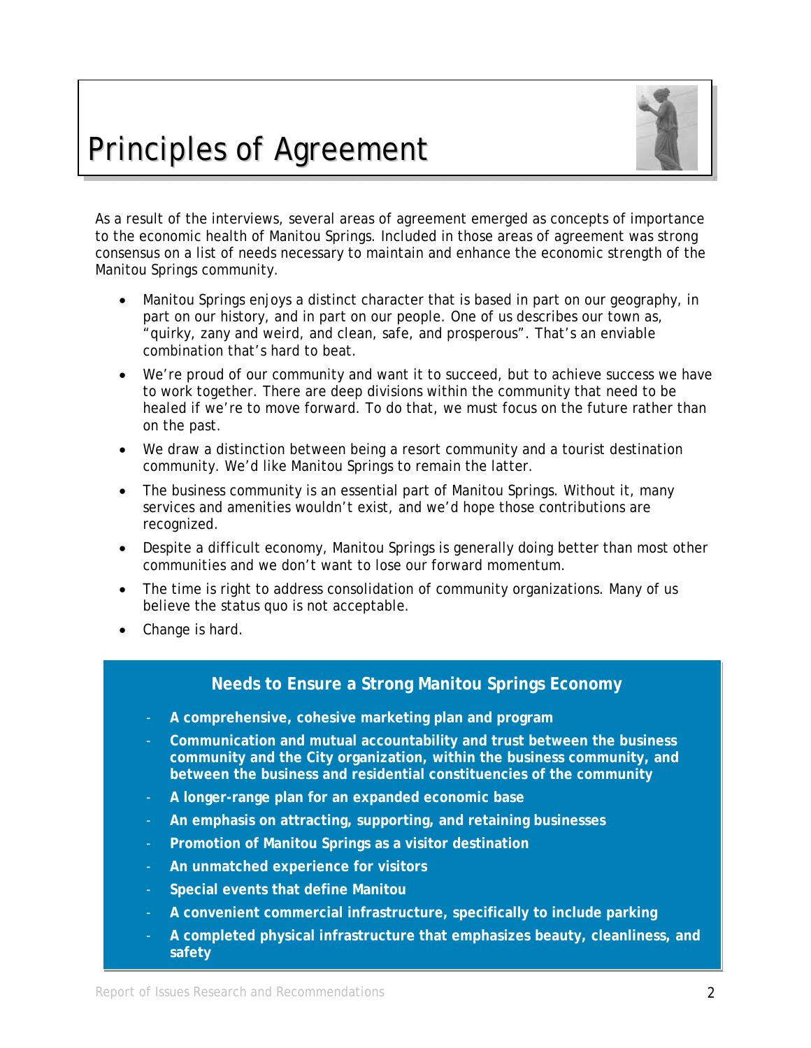# Principles of Agreement

As a result of the interviews, several areas of agreement emerged as concepts of importance to the economic health of Manitou Springs. Included in those areas of agreement was strong consensus on a list of needs necessary to maintain and enhance the economic strength of the Manitou Springs community.

- Manitou Springs enjoys a distinct character that is based in part on our geography, in part on our history, and in part on our people. One of us describes our town as, "quirky, zany and weird, and clean, safe, and prosperous". That's an enviable combination that's hard to beat.
- We're proud of our community and want it to succeed, but to achieve success we have to work together. There are deep divisions within the community that need to be healed if we're to move forward. To do that, we must focus on the future rather than on the past.
- We draw a distinction between being a resort community and a tourist destination community. We'd like Manitou Springs to remain the latter.
- The business community is an essential part of Manitou Springs. Without it, many services and amenities wouldn't exist, and we'd hope those contributions are recognized.
- Despite a difficult economy, Manitou Springs is generally doing better than most other communities and we don't want to lose our forward momentum.
- The time is right to address consolidation of community organizations. Many of us believe the status quo is not acceptable.
- Change is hard.

### Needs to Ensure a Strong Manitou Springs Economy

- **A comprehensive, cohesive marketing plan and program**
- **Communication and mutual accountability and trust between the business community and the City organization, within the business community, and between the business and residential constituencies of the community**
- **A longer-range plan for an expanded economic base**
- **An emphasis on attracting, supporting, and retaining businesses**
- **Promotion of Manitou Springs as a visitor destination**
- **An unmatched experience for visitors**
- **Special events that define Manitou**
- **A convenient commercial infrastructure, specifically to include parking**
- **A completed physical infrastructure that emphasizes beauty, cleanliness, and safety**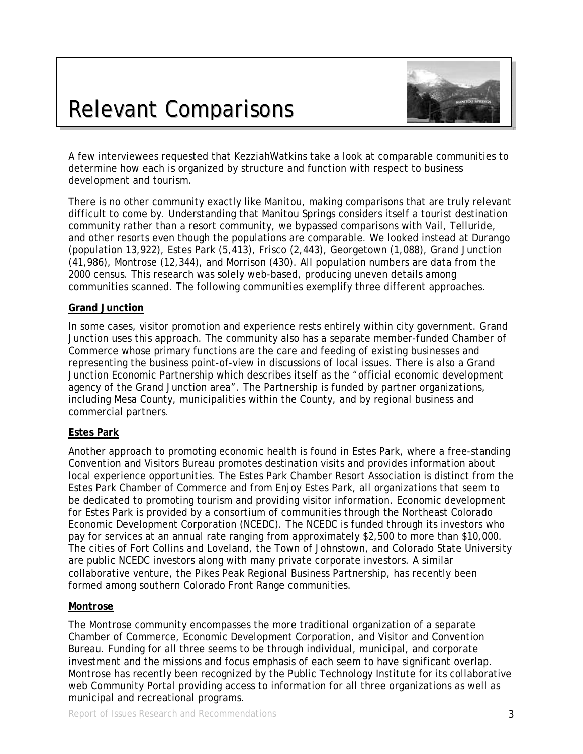# Relevant Comparisons

A few interviewees requested that KezziahWatkins take a look at comparable communities to determine how each is organized by structure and function with respect to business development and tourism.

There is no other community exactly like Manitou, making comparisons that are truly relevant difficult to come by. Understanding that Manitou Springs considers itself a tourist destination community rather than a resort community, we bypassed comparisons with Vail, Telluride, and other resorts even though the populations are comparable. We looked instead at Durango (population 13,922), Estes Park (5,413), Frisco (2,443), Georgetown (1,088), Grand Junction (41,986), Montrose (12,344), and Morrison (430). All population numbers are data from the 2000 census. This research was solely web-based, producing uneven details among communities scanned. The following communities exemplify three different approaches.

**Grand Junction**

In some cases, visitor promotion and experience rests entirely within city government. Grand Junction uses this approach. The community also has a separate member-funded Chamber of Commerce whose primary functions are the care and feeding of existing businesses and representing the business point-of-view in discussions of local issues. There is also a Grand Junction Economic Partnership which describes itself as the "official economic development agency of the Grand Junction area". The Partnership is funded by partner organizations, including Mesa County, municipalities within the County, and by regional business and commercial partners.

**Estes Park**

Another approach to promoting economic health is found in Estes Park, where a free-standing Convention and Visitors Bureau promotes destination visits and provides information about local experience opportunities. The Estes Park Chamber Resort Association is distinct from the Estes Park Chamber of Commerce and from Enjoy Estes Park, all organizations that seem to be dedicated to promoting tourism and providing visitor information. Economic development for Estes Park is provided by a consortium of communities through the Northeast Colorado Economic Development Corporation (NCEDC). The NCEDC is funded through its investors who pay for services at an annual rate ranging from approximately $2,500 to more than $10,000. The cities of Fort Collins and Loveland, the Town of Johnstown, and Colorado State University are public NCEDC investors along with many private corporate investors. A similar collaborative venture, the Pikes Peak Regional Business Partnership, has recently been formed among southern Colorado Front Range communities.

**Montrose**

The Montrose community encompasses the more traditional organization of a separate Chamber of Commerce, Economic Development Corporation, and Visitor and Convention Bureau. Funding for all three seems to be through individual, municipal, and corporate investment and the missions and focus emphasis of each seem to have significant overlap. Montrose has recently been recognized by the Public Technology Institute for its collaborative web Community Portal providing access to information for all three organizations as well as municipal and recreational programs.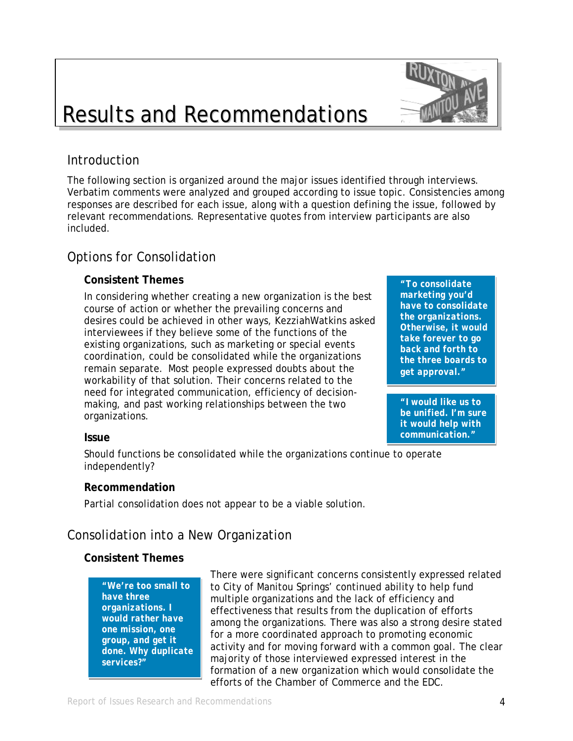# Results and Recommendations

## Introduction

The following section is organized around the major issues identified through interviews. Verbatim comments were analyzed and grouped according to issue topic. Consistencies among responses are described for each issue, along with a question defining the issue, followed by relevant recommendations. Representative quotes from interview participants are also included.

## Options for Consolidation

### Consistent Themes

In considering whether creating a new organization is the best course of action or whether the prevailing concerns and desires could be achieved in other ways, KezziahWatkins asked interviewees if they believe some of the functions of the existing organizations, such as marketing or special events coordination, could be consolidated while the organizations remain separate. Most people expressed doubts about the workability of that solution. Their concerns related to the need for integrated communication, efficiency of decision-making, and past working relationships between the two organizations.

> ***"To consolidate marketing you'd have to consolidate the organizations. Otherwise, it would take forever to go back and forth to the three boards to get approval."***

> ***"I would like us to be unified. I'm sure it would help with communication."***

### Issue

Should functions be consolidated while the organizations continue to operate independently?

### Recommendation

Partial consolidation does not appear to be a viable solution.

## Consolidation into a New Organization

### Consistent Themes

> ***"We're too small to have three organizations. I would rather have one mission, one group, and get it done. Why duplicate services?"***

There were significant concerns consistently expressed related to City of Manitou Springs' continued ability to help fund multiple organizations and the lack of efficiency and effectiveness that results from the duplication of efforts among the organizations. There was also a strong desire stated for a more coordinated approach to promoting economic activity and for moving forward with a common goal. The clear majority of those interviewed expressed interest in the formation of a new organization which would consolidate the efforts of the Chamber of Commerce and the EDC.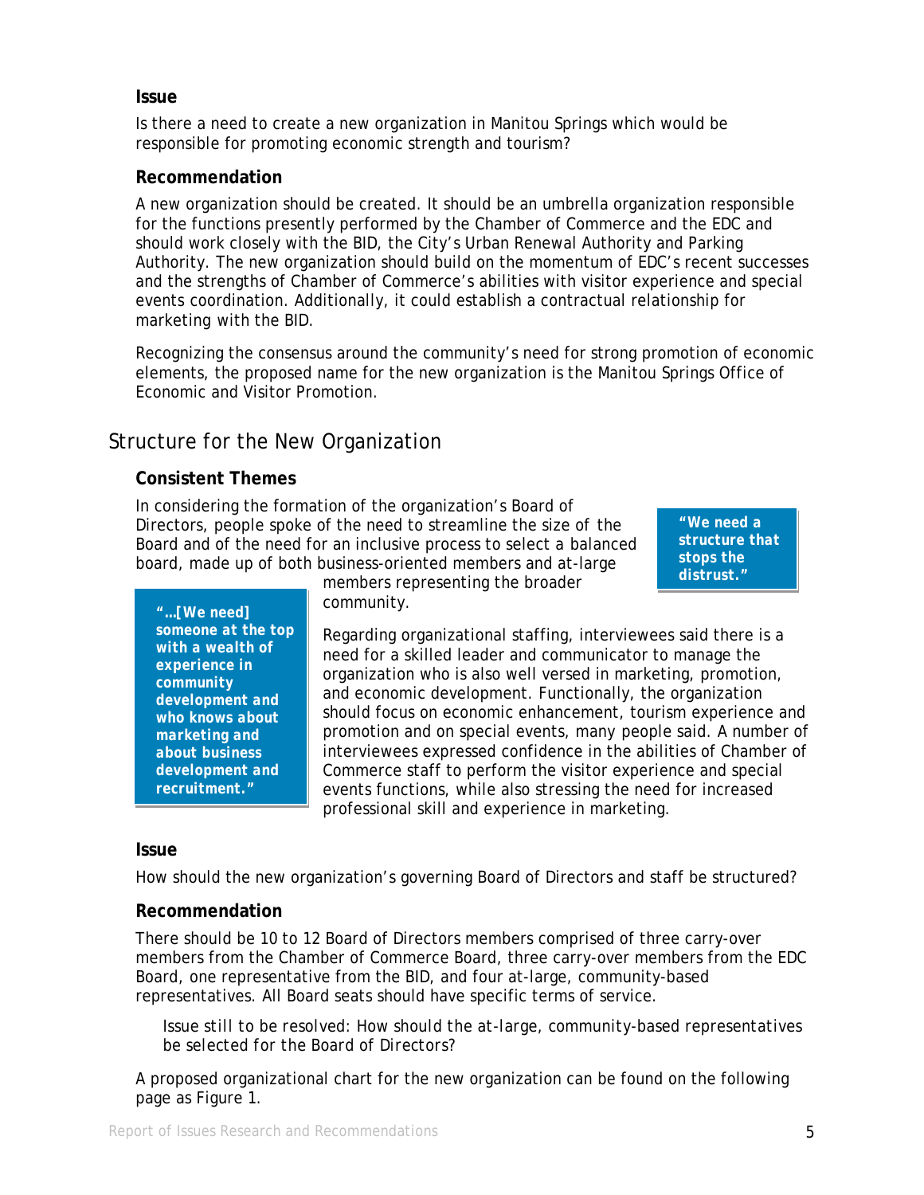### Issue

Is there a need to create a new organization in Manitou Springs which would be responsible for promoting economic strength and tourism?

### Recommendation

A new organization should be created. It should be an umbrella organization responsible for the functions presently performed by the Chamber of Commerce and the EDC and should work closely with the BID, the City's Urban Renewal Authority and Parking Authority. The new organization should build on the momentum of EDC's recent successes and the strengths of Chamber of Commerce's abilities with visitor experience and special events coordination. Additionally, it could establish a contractual relationship for marketing with the BID.

Recognizing the consensus around the community's need for strong promotion of economic elements, the proposed name for the new organization is the Manitou Springs Office of Economic and Visitor Promotion.

## Structure for the New Organization

### Consistent Themes

In considering the formation of the organization's Board of Directors, people spoke of the need to streamline the size of the Board and of the need for an inclusive process to select a balanced board, made up of both business-oriented members and at-large members representing the broader community.

> ***"We need a structure that stops the distrust."***

> ***"…[We need] someone at the top with a wealth of experience in community development and who knows about marketing and about business development and recruitment."***

Regarding organizational staffing, interviewees said there is a need for a skilled leader and communicator to manage the organization who is also well versed in marketing, promotion, and economic development. Functionally, the organization should focus on economic enhancement, tourism experience and promotion and on special events, many people said. A number of interviewees expressed confidence in the abilities of Chamber of Commerce staff to perform the visitor experience and special events functions, while also stressing the need for increased professional skill and experience in marketing.

### Issue

How should the new organization's governing Board of Directors and staff be structured?

### Recommendation

There should be 10 to 12 Board of Directors members comprised of three carry-over members from the Chamber of Commerce Board, three carry-over members from the EDC Board, one representative from the BID, and four at-large, community-based representatives. All Board seats should have specific terms of service.

> Issue still to be resolved: How should the at-large, community-based representatives be selected for the Board of Directors?

A proposed organizational chart for the new organization can be found on the following page as Figure 1.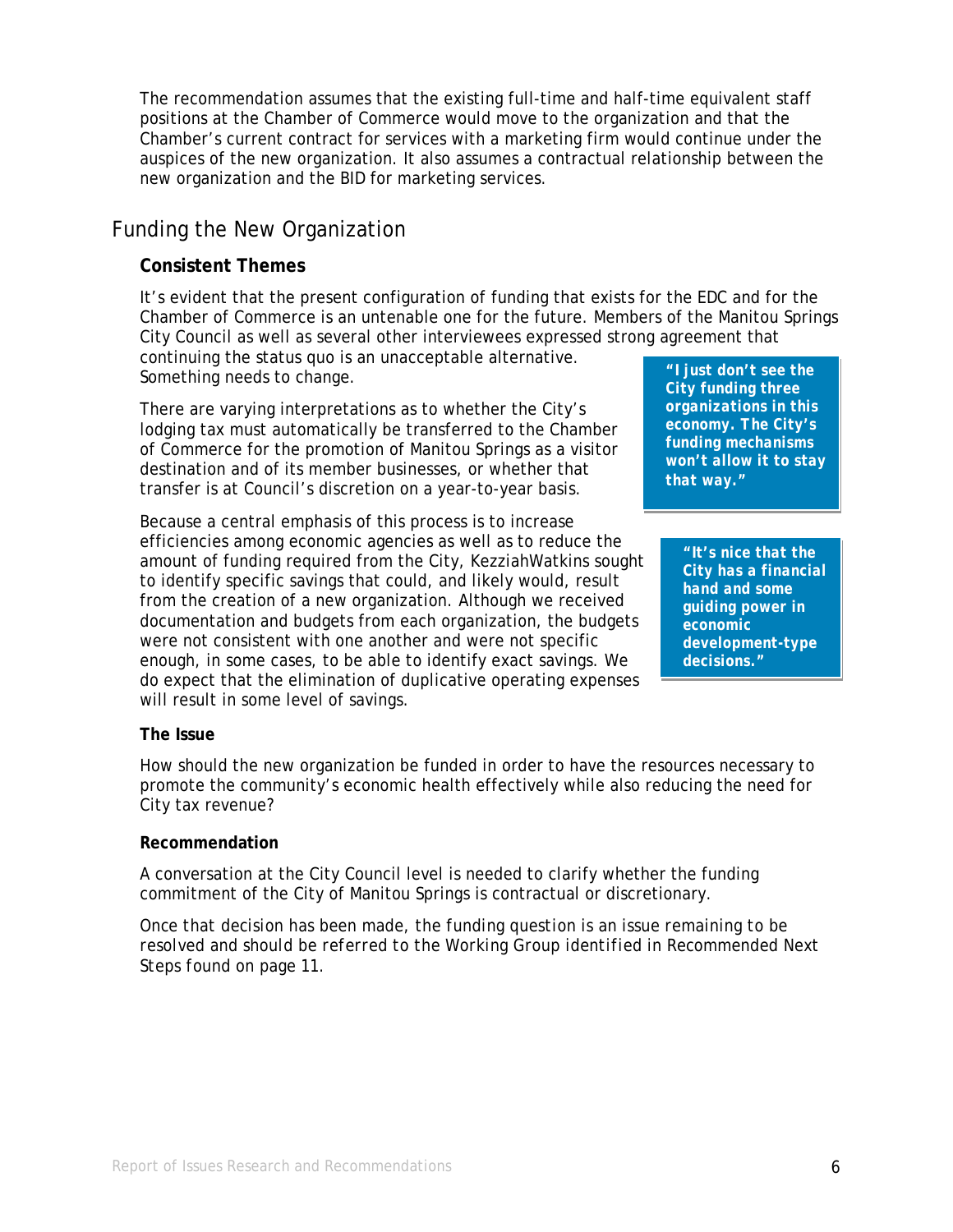The recommendation assumes that the existing full-time and half-time equivalent staff positions at the Chamber of Commerce would move to the organization and that the Chamber's current contract for services with a marketing firm would continue under the auspices of the new organization. It also assumes a contractual relationship between the new organization and the BID for marketing services.

## Funding the New Organization

### Consistent Themes

It's evident that the present configuration of funding that exists for the EDC and for the Chamber of Commerce is an untenable one for the future. Members of the Manitou Springs City Council as well as several other interviewees expressed strong agreement that continuing the status quo is an unacceptable alternative. Something needs to change.

> ***"I just don't see the City funding three organizations in this economy. The City's funding mechanisms won't allow it to stay that way."***

There are varying interpretations as to whether the City's lodging tax must automatically be transferred to the Chamber of Commerce for the promotion of Manitou Springs as a visitor destination and of its member businesses, or whether that transfer is at Council's discretion on a year-to-year basis.

Because a central emphasis of this process is to increase efficiencies among economic agencies as well as to reduce the amount of funding required from the City, KezziahWatkins sought to identify specific savings that could, and likely would, result from the creation of a new organization. Although we received documentation and budgets from each organization, the budgets were not consistent with one another and were not specific enough, in some cases, to be able to identify exact savings. We do expect that the elimination of duplicative operating expenses will result in some level of savings.

> ***"It's nice that the City has a financial hand and some guiding power in economic development-type decisions."***

### The Issue

How should the new organization be funded in order to have the resources necessary to promote the community's economic health effectively while also reducing the need for City tax revenue?

### Recommendation

A conversation at the City Council level is needed to clarify whether the funding commitment of the City of Manitou Springs is contractual or discretionary.

Once that decision has been made, the funding question is an issue remaining to be resolved and should be referred to the Working Group identified in Recommended Next Steps found on page 11.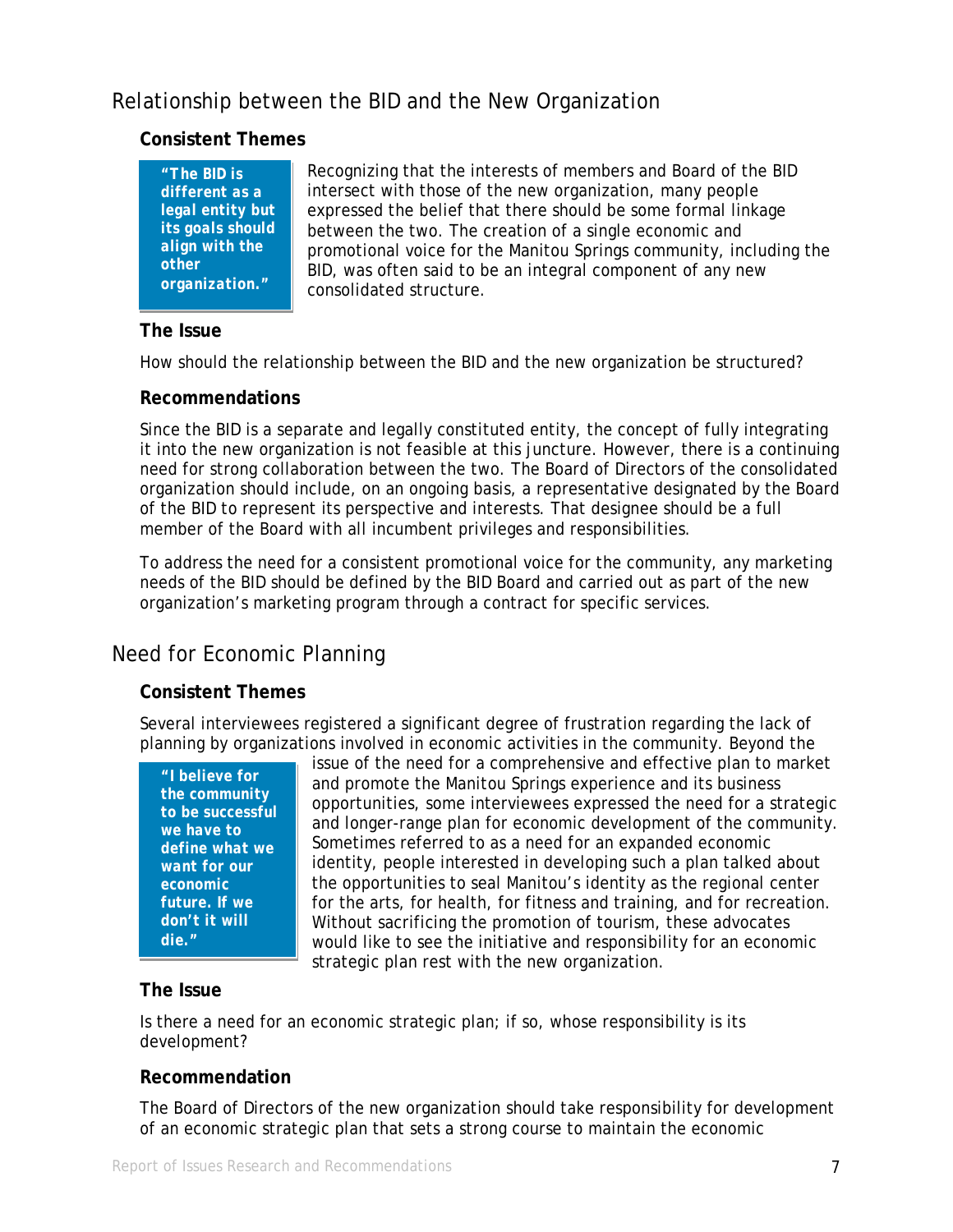## Relationship between the BID and the New Organization

### Consistent Themes

> **"The BID is different as a legal entity but its goals should align with the other organization."**

Recognizing that the interests of members and Board of the BID intersect with those of the new organization, many people expressed the belief that there should be some formal linkage between the two. The creation of a single economic and promotional voice for the Manitou Springs community, including the BID, was often said to be an integral component of any new consolidated structure.

### The Issue

How should the relationship between the BID and the new organization be structured?

### Recommendations

Since the BID is a separate and legally constituted entity, the concept of fully integrating it into the new organization is not feasible at this juncture. However, there is a continuing need for strong collaboration between the two. The Board of Directors of the consolidated organization should include, on an ongoing basis, a representative designated by the Board of the BID to represent its perspective and interests. That designee should be a full member of the Board with all incumbent privileges and responsibilities.

To address the need for a consistent promotional voice for the community, any marketing needs of the BID should be defined by the BID Board and carried out as part of the new organization's marketing program through a contract for specific services.

## Need for Economic Planning

### Consistent Themes

Several interviewees registered a significant degree of frustration regarding the lack of planning by organizations involved in economic activities in the community. Beyond the issue of the need for a comprehensive and effective plan to market and promote the Manitou Springs experience and its business opportunities, some interviewees expressed the need for a strategic and longer-range plan for economic development of the community. Sometimes referred to as a need for an expanded economic identity, people interested in developing such a plan talked about the opportunities to seal Manitou's identity as the regional center for the arts, for health, for fitness and training, and for recreation. Without sacrificing the promotion of tourism, these advocates would like to see the initiative and responsibility for an economic strategic plan rest with the new organization.

> **"I believe for the community to be successful we have to define what we want for our economic future. If we don't it will die."**

### The Issue

Is there a need for an economic strategic plan; if so, whose responsibility is its development?

### Recommendation

The Board of Directors of the new organization should take responsibility for development of an economic strategic plan that sets a strong course to maintain the economic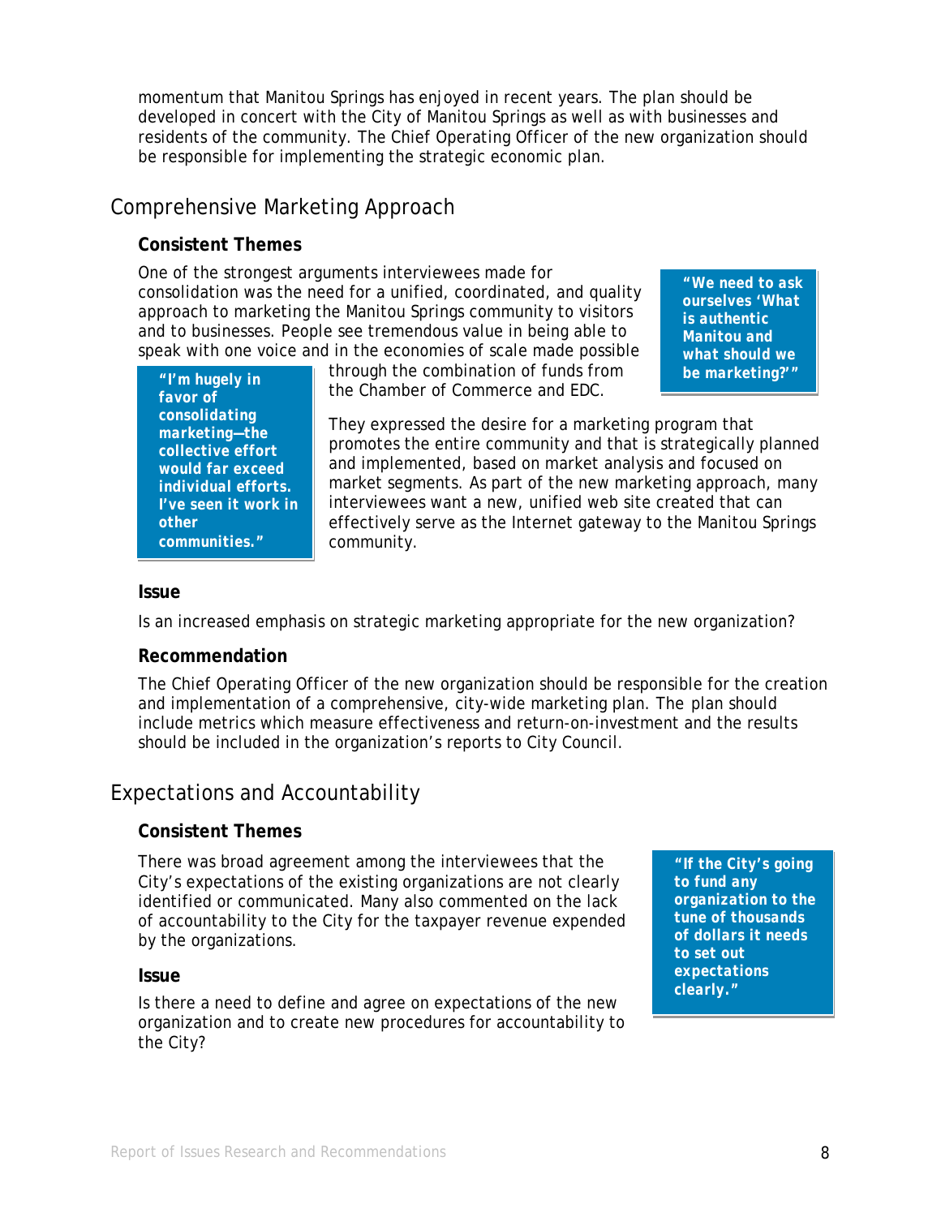momentum that Manitou Springs has enjoyed in recent years. The plan should be developed in concert with the City of Manitou Springs as well as with businesses and residents of the community. The Chief Operating Officer of the new organization should be responsible for implementing the strategic economic plan.

## Comprehensive Marketing Approach

### Consistent Themes

One of the strongest arguments interviewees made for consolidation was the need for a unified, coordinated, and quality approach to marketing the Manitou Springs community to visitors and to businesses. People see tremendous value in being able to speak with one voice and in the economies of scale made possible through the combination of funds from the Chamber of Commerce and EDC.

> ***"We need to ask ourselves 'What is authentic Manitou and what should we be marketing?'"***

> ***"I'm hugely in favor of consolidating marketing—the collective effort would far exceed individual efforts. I've seen it work in other communities."***

They expressed the desire for a marketing program that promotes the entire community and that is strategically planned and implemented, based on market analysis and focused on market segments. As part of the new marketing approach, many interviewees want a new, unified web site created that can effectively serve as the Internet gateway to the Manitou Springs community.

### Issue

Is an increased emphasis on strategic marketing appropriate for the new organization?

### Recommendation

The Chief Operating Officer of the new organization should be responsible for the creation and implementation of a comprehensive, city-wide marketing plan. The plan should include metrics which measure effectiveness and return-on-investment and the results should be included in the organization's reports to City Council.

## Expectations and Accountability

### Consistent Themes

There was broad agreement among the interviewees that the City's expectations of the existing organizations are not clearly identified or communicated. Many also commented on the lack of accountability to the City for the taxpayer revenue expended by the organizations.

> ***"If the City's going to fund any organization to the tune of thousands of dollars it needs to set out expectations clearly."***

### Issue

Is there a need to define and agree on expectations of the new organization and to create new procedures for accountability to the City?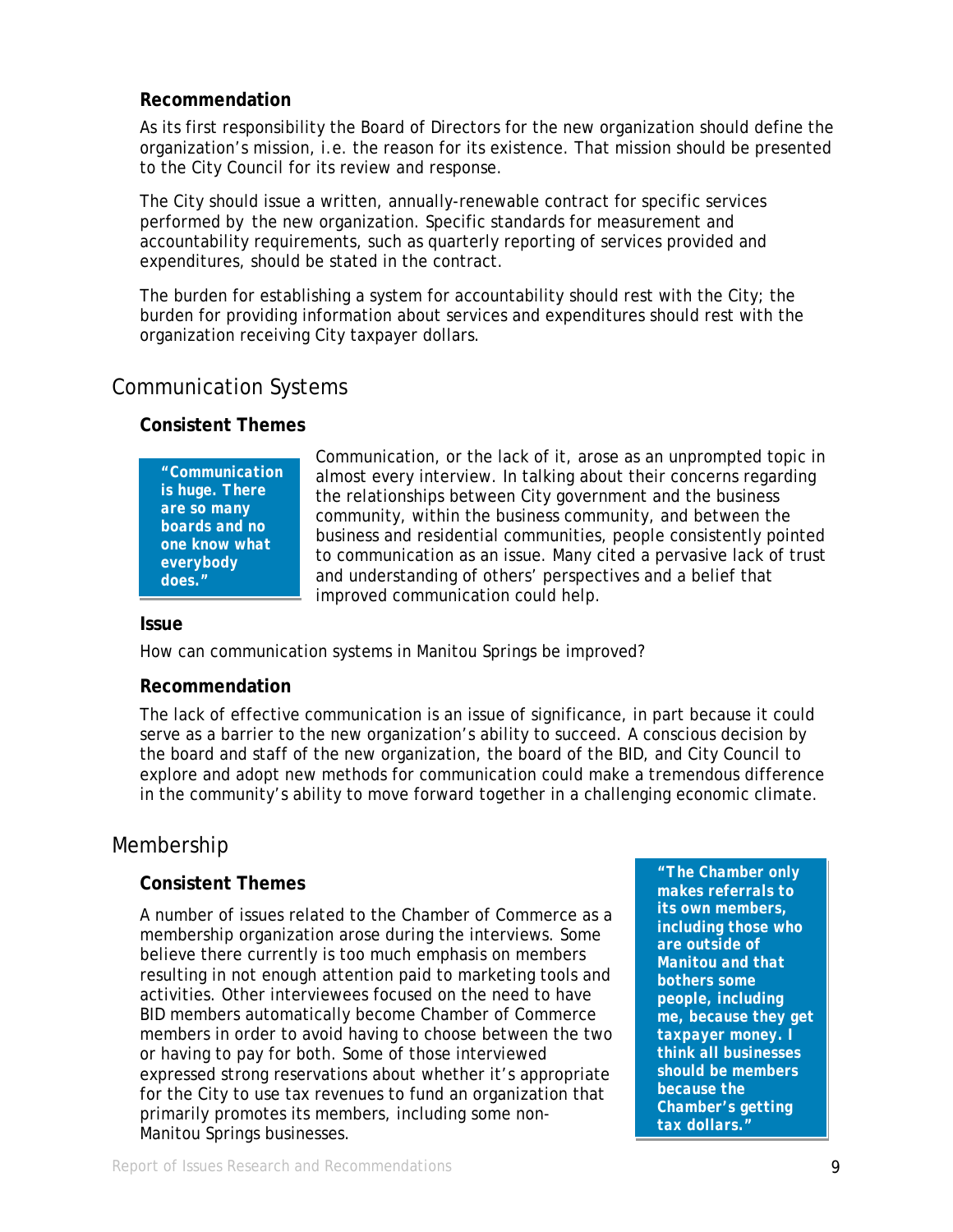### Recommendation

As its first responsibility the Board of Directors for the new organization should define the organization's mission, i.e. the reason for its existence. That mission should be presented to the City Council for its review and response.

The City should issue a written, annually-renewable contract for specific services performed by the new organization. Specific standards for measurement and accountability requirements, such as quarterly reporting of services provided and expenditures, should be stated in the contract.

The burden for establishing a system for accountability should rest with the City; the burden for providing information about services and expenditures should rest with the organization receiving City taxpayer dollars.

## Communication Systems

### Consistent Themes

> ***"Communication is huge. There are so many boards and no one know what everybody does."***

Communication, or the lack of it, arose as an unprompted topic in almost every interview. In talking about their concerns regarding the relationships between City government and the business community, within the business community, and between the business and residential communities, people consistently pointed to communication as an issue. Many cited a pervasive lack of trust and understanding of others' perspectives and a belief that improved communication could help.

### Issue

How can communication systems in Manitou Springs be improved?

### Recommendation

The lack of effective communication is an issue of significance, in part because it could serve as a barrier to the new organization's ability to succeed. A conscious decision by the board and staff of the new organization, the board of the BID, and City Council to explore and adopt new methods for communication could make a tremendous difference in the community's ability to move forward together in a challenging economic climate.

## Membership

### Consistent Themes

A number of issues related to the Chamber of Commerce as a membership organization arose during the interviews. Some believe there currently is too much emphasis on members resulting in not enough attention paid to marketing tools and activities. Other interviewees focused on the need to have BID members automatically become Chamber of Commerce members in order to avoid having to choose between the two or having to pay for both. Some of those interviewed expressed strong reservations about whether it's appropriate for the City to use tax revenues to fund an organization that primarily promotes its members, including some non-Manitou Springs businesses.

> ***"The Chamber only makes referrals to its own members, including those who are outside of Manitou and that bothers some people, including me, because they get taxpayer money. I think all businesses should be members because the Chamber's getting tax dollars."***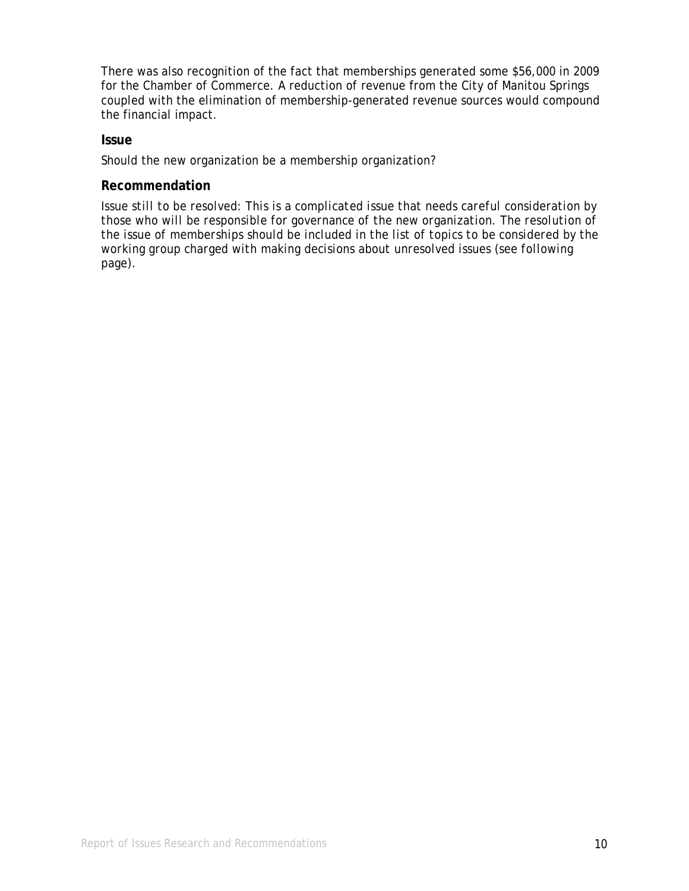There was also recognition of the fact that memberships generated some $56,000 in 2009 for the Chamber of Commerce. A reduction of revenue from the City of Manitou Springs coupled with the elimination of membership-generated revenue sources would compound the financial impact.

### Issue

Should the new organization be a membership organization?

### Recommendation

*Issue still to be resolved: This is a complicated issue that needs careful consideration by those who will be responsible for governance of the new organization. The resolution of the issue of memberships should be included in the list of topics to be considered by the working group charged with making decisions about unresolved issues (see following page).*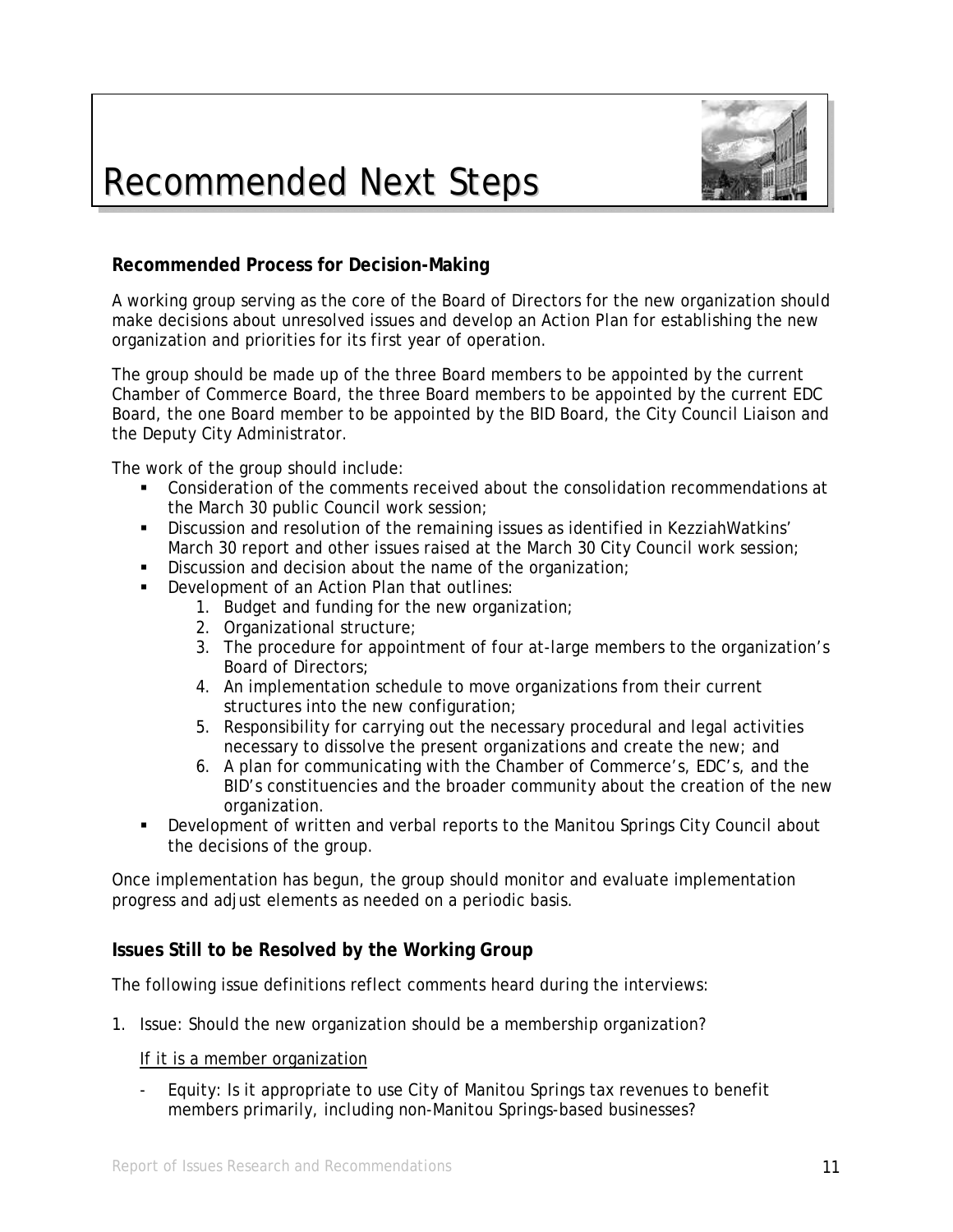# Recommended Next Steps

### Recommended Process for Decision-Making

A working group serving as the core of the Board of Directors for the new organization should make decisions about unresolved issues and develop an Action Plan for establishing the new organization and priorities for its first year of operation.

The group should be made up of the three Board members to be appointed by the current Chamber of Commerce Board, the three Board members to be appointed by the current EDC Board, the one Board member to be appointed by the BID Board, the City Council Liaison and the Deputy City Administrator.

The work of the group should include:

- Consideration of the comments received about the consolidation recommendations at the March 30 public Council work session;
- Discussion and resolution of the remaining issues as identified in KezziahWatkins' March 30 report and other issues raised at the March 30 City Council work session;
- Discussion and decision about the name of the organization;
- Development of an Action Plan that outlines:
    1. Budget and funding for the new organization;
    2. Organizational structure;
    3. The procedure for appointment of four at-large members to the organization's Board of Directors;
    4. An implementation schedule to move organizations from their current structures into the new configuration;
    5. Responsibility for carrying out the necessary procedural and legal activities necessary to dissolve the present organizations and create the new; and
    6. A plan for communicating with the Chamber of Commerce's, EDC's, and the BID's constituencies and the broader community about the creation of the new organization.
- Development of written and verbal reports to the Manitou Springs City Council about the decisions of the group.

Once implementation has begun, the group should monitor and evaluate implementation progress and adjust elements as needed on a periodic basis.

### Issues Still to be Resolved by the Working Group

The following issue definitions reflect comments heard during the interviews:

1. Issue: *Should the new organization should be a membership organization?*

    If it is a member organization

    - Equity: Is it appropriate to use City of Manitou Springs tax revenues to benefit members primarily, including non-Manitou Springs-based businesses?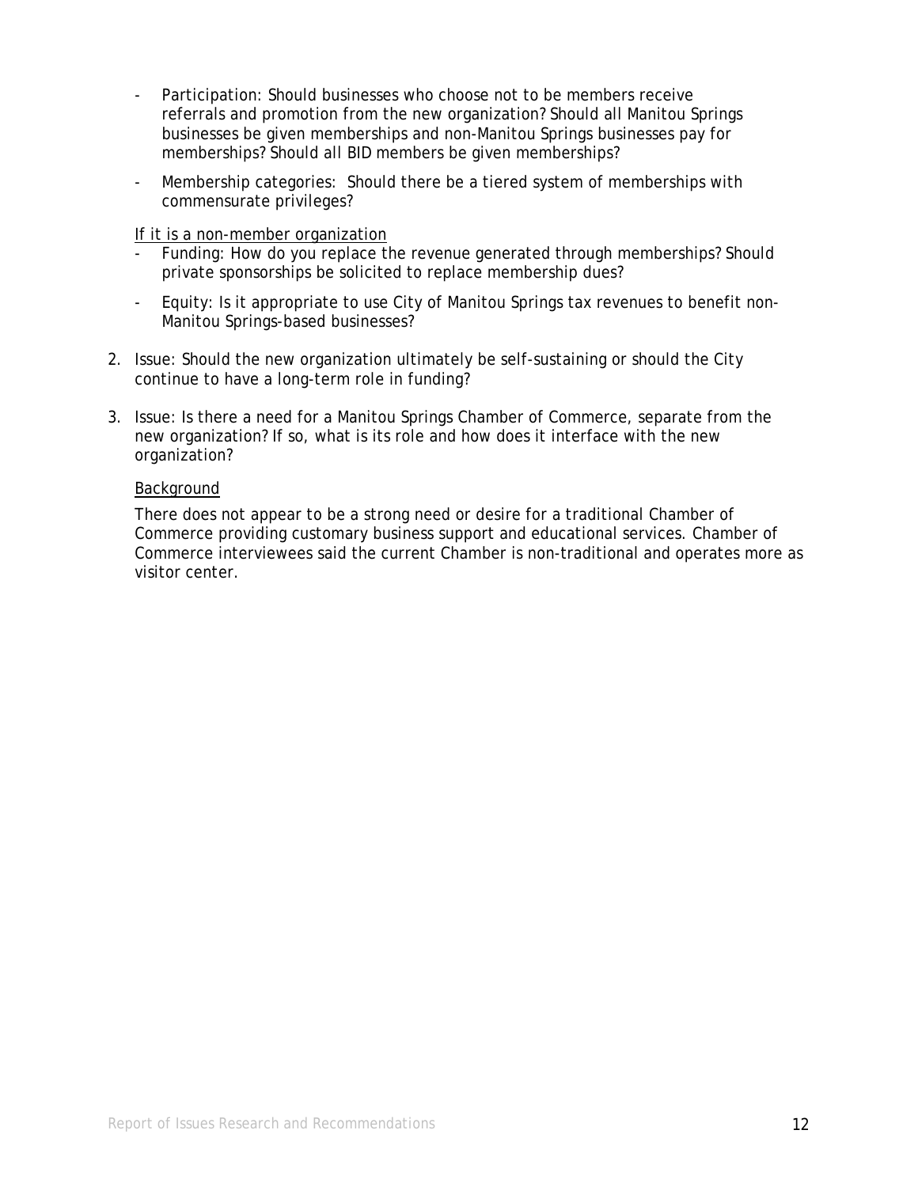- Participation: Should businesses who choose not to be members receive referrals and promotion from the new organization? Should all Manitou Springs businesses be given memberships and non-Manitou Springs businesses pay for memberships? Should all BID members be given memberships?
- Membership categories: Should there be a tiered system of memberships with commensurate privileges?

<u>If it is a non-member organization</u>

- Funding: How do you replace the revenue generated through memberships? Should private sponsorships be solicited to replace membership dues?
- Equity: Is it appropriate to use City of Manitou Springs tax revenues to benefit non-Manitou Springs-based businesses?

2. Issue: Should the new organization ultimately be self-sustaining or should the City continue to have a long-term role in funding?

3. Issue: Is there a need for a Manitou Springs Chamber of Commerce, separate from the new organization? If so, what is its role and how does it interface with the new organization?

   <u>Background</u>

   There does not appear to be a strong need or desire for a traditional Chamber of Commerce providing customary business support and educational services. Chamber of Commerce interviewees said the current Chamber is non-traditional and operates more as visitor center.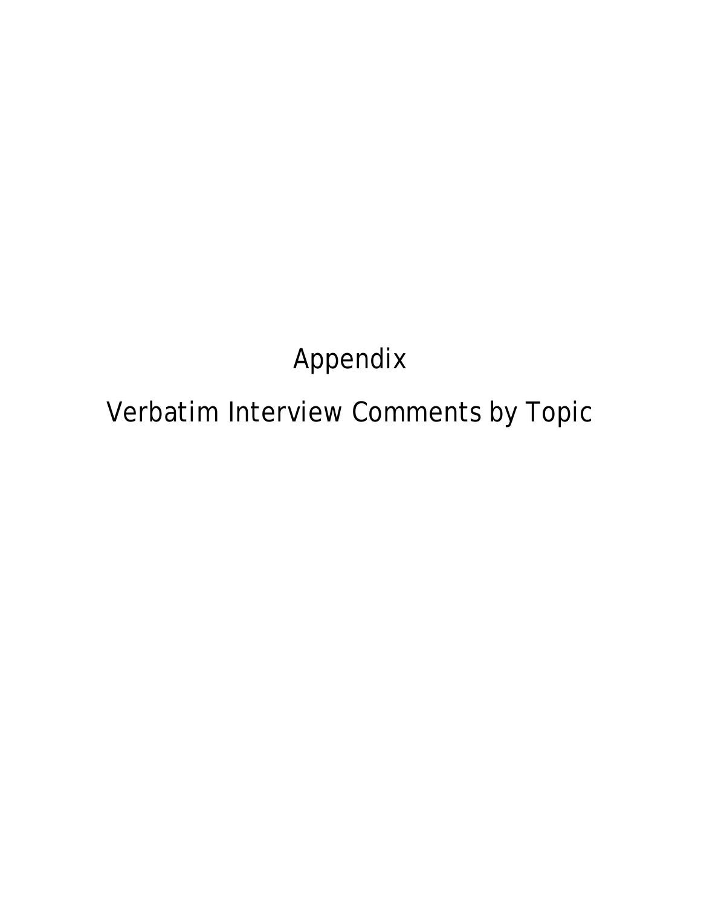# Appendix

# Verbatim Interview Comments by Topic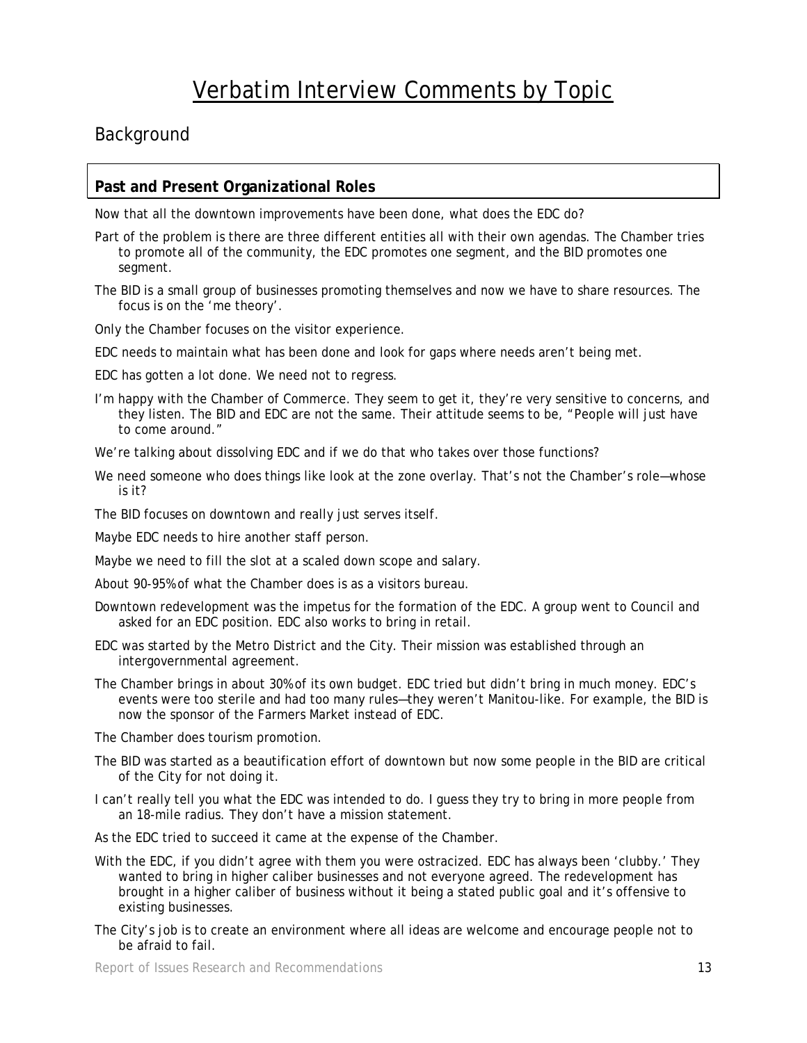# Verbatim Interview Comments by Topic

## Background

### Past and Present Organizational Roles

Now that all the downtown improvements have been done, what does the EDC do?

Part of the problem is there are three different entities all with their own agendas. The Chamber tries to promote all of the community, the EDC promotes one segment, and the BID promotes one segment.

The BID is a small group of businesses promoting themselves and now we have to share resources. The focus is on the 'me theory'.

Only the Chamber focuses on the visitor experience.

EDC needs to maintain what has been done and look for gaps where needs aren't being met.

EDC has gotten a lot done. We need not to regress.

I'm happy with the Chamber of Commerce. They seem to get it, they're very sensitive to concerns, and they listen. The BID and EDC are not the same. Their attitude seems to be, "People will just have to come around."

We're talking about dissolving EDC and if we do that who takes over those functions?

We need someone who does things like look at the zone overlay. That's not the Chamber's role—whose is it?

The BID focuses on downtown and really just serves itself.

Maybe EDC needs to hire another staff person.

Maybe we need to fill the slot at a scaled down scope and salary.

About 90-95% of what the Chamber does is as a visitors bureau.

Downtown redevelopment was the impetus for the formation of the EDC. A group went to Council and asked for an EDC position. EDC also works to bring in retail.

EDC was started by the Metro District and the City. Their mission was established through an intergovernmental agreement.

The Chamber brings in about 30% of its own budget. EDC tried but didn't bring in much money. EDC's events were too sterile and had too many rules—they weren't Manitou-like. For example, the BID is now the sponsor of the Farmers Market instead of EDC.

The Chamber does tourism promotion.

The BID was started as a beautification effort of downtown but now some people in the BID are critical of the City for not doing it.

I can't really tell you what the EDC was intended to do. I guess they try to bring in more people from an 18-mile radius. They don't have a mission statement.

As the EDC tried to succeed it came at the expense of the Chamber.

With the EDC, if you didn't agree with them you were ostracized. EDC has always been 'clubby.' They wanted to bring in higher caliber businesses and not everyone agreed. The redevelopment has brought in a higher caliber of business without it being a stated public goal and it's offensive to existing businesses.

The City's job is to create an environment where all ideas are welcome and encourage people not to be afraid to fail.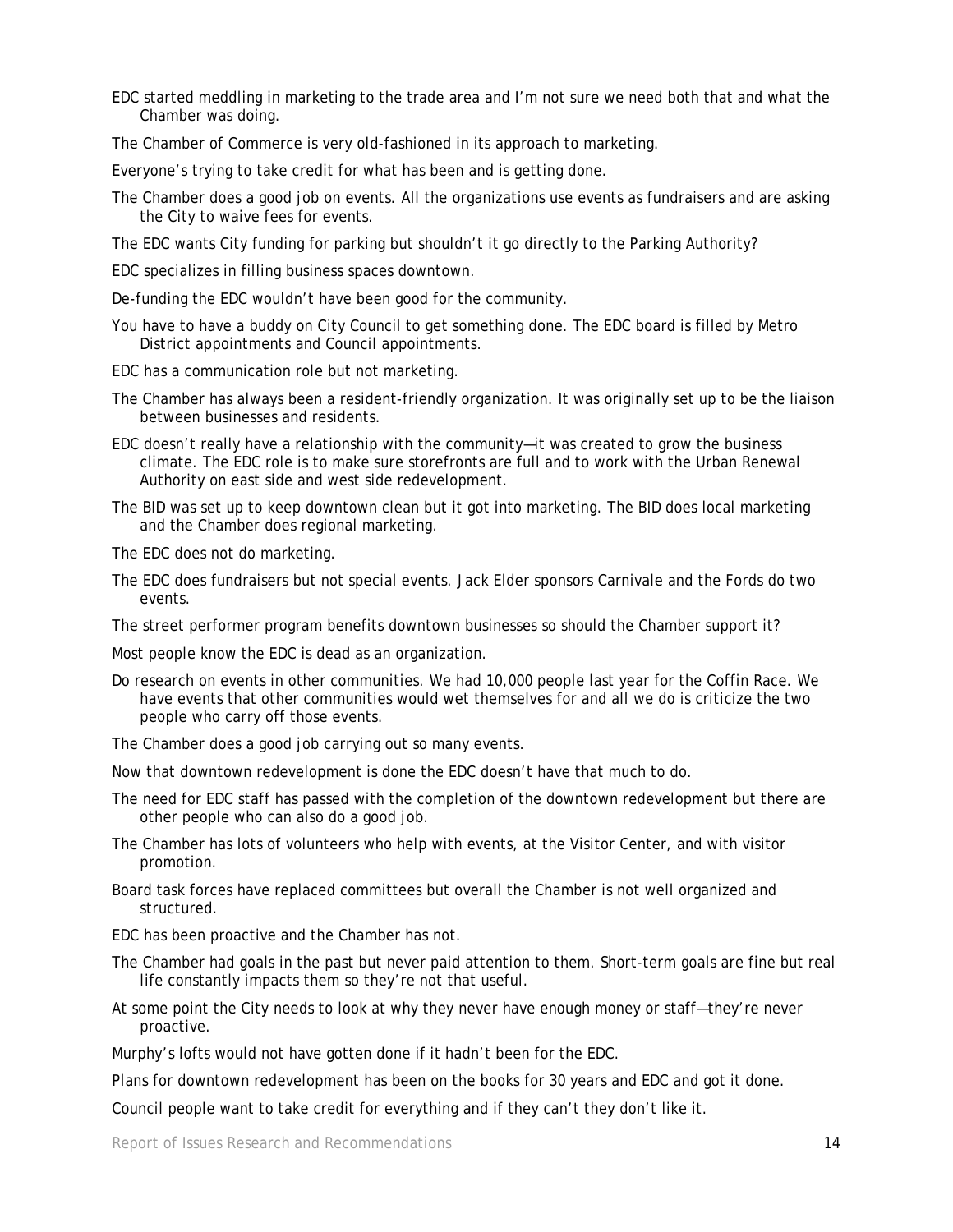EDC started meddling in marketing to the trade area and I'm not sure we need both that and what the Chamber was doing.

The Chamber of Commerce is very old-fashioned in its approach to marketing.

Everyone's trying to take credit for what has been and is getting done.

The Chamber does a good job on events. All the organizations use events as fundraisers and are asking the City to waive fees for events.

The EDC wants City funding for parking but shouldn't it go directly to the Parking Authority?

EDC specializes in filling business spaces downtown.

De-funding the EDC wouldn't have been good for the community.

You have to have a buddy on City Council to get something done. The EDC board is filled by Metro District appointments and Council appointments.

EDC has a communication role but not marketing.

The Chamber has always been a resident-friendly organization. It was originally set up to be the liaison between businesses and residents.

EDC doesn't really have a relationship with the community—it was created to grow the business climate. The EDC role is to make sure storefronts are full and to work with the Urban Renewal Authority on east side and west side redevelopment.

The BID was set up to keep downtown clean but it got into marketing. The BID does local marketing and the Chamber does regional marketing.

The EDC does not do marketing.

The EDC does fundraisers but not special events. Jack Elder sponsors Carnivale and the Fords do two events.

The street performer program benefits downtown businesses so should the Chamber support it?

Most people know the EDC is dead as an organization.

Do research on events in other communities. We had 10,000 people last year for the Coffin Race. We have events that other communities would wet themselves for and all we do is criticize the two people who carry off those events.

The Chamber does a good job carrying out so many events.

Now that downtown redevelopment is done the EDC doesn't have that much to do.

The need for EDC staff has passed with the completion of the downtown redevelopment but there are other people who can also do a good job.

The Chamber has lots of volunteers who help with events, at the Visitor Center, and with visitor promotion.

Board task forces have replaced committees but overall the Chamber is not well organized and structured.

EDC has been proactive and the Chamber has not.

The Chamber had goals in the past but never paid attention to them. Short-term goals are fine but real life constantly impacts them so they're not that useful.

At some point the City needs to look at why they never have enough money or staff—they're never proactive.

Murphy's lofts would not have gotten done if it hadn't been for the EDC.

Plans for downtown redevelopment has been on the books for 30 years and EDC and got it done.

Council people want to take credit for everything and if they can't they don't like it.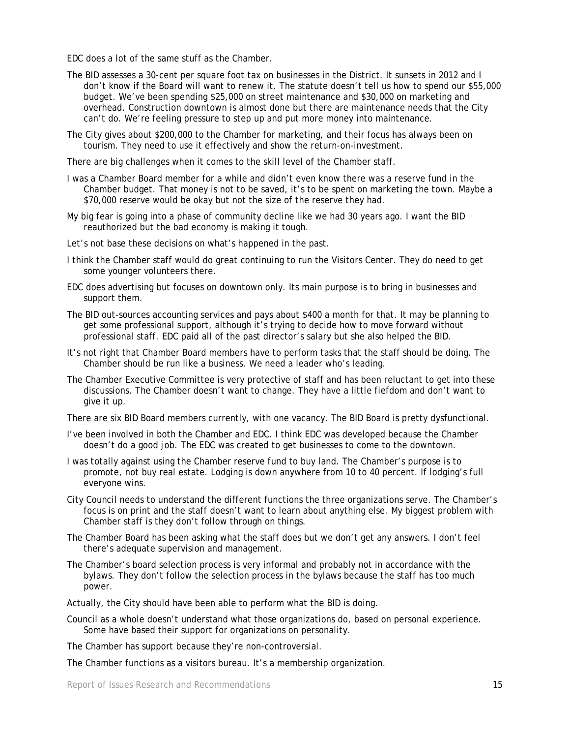EDC does a lot of the same stuff as the Chamber.

The BID assesses a 30-cent per square foot tax on businesses in the District. It sunsets in 2012 and I don't know if the Board will want to renew it. The statute doesn't tell us how to spend our $55,000 budget. We've been spending $25,000 on street maintenance and $30,000 on marketing and overhead. Construction downtown is almost done but there are maintenance needs that the City can't do. We're feeling pressure to step up and put more money into maintenance.

The City gives about $200,000 to the Chamber for marketing, and their focus has always been on tourism. They need to use it effectively and show the return-on-investment.

There are big challenges when it comes to the skill level of the Chamber staff.

I was a Chamber Board member for a while and didn't even know there was a reserve fund in the Chamber budget. That money is not to be saved, it's to be spent on marketing the town. Maybe a $70,000 reserve would be okay but not the size of the reserve they had.

My big fear is going into a phase of community decline like we had 30 years ago. I want the BID reauthorized but the bad economy is making it tough.

Let's not base these decisions on what's happened in the past.

I think the Chamber staff would do great continuing to run the Visitors Center. They do need to get some younger volunteers there.

EDC does advertising but focuses on downtown only. Its main purpose is to bring in businesses and support them.

The BID out-sources accounting services and pays about $400 a month for that. It may be planning to get some professional support, although it's trying to decide how to move forward without professional staff. EDC paid all of the past director's salary but she also helped the BID.

It's not right that Chamber Board members have to perform tasks that the staff should be doing. The Chamber should be run like a business. We need a leader who's leading.

The Chamber Executive Committee is very protective of staff and has been reluctant to get into these discussions. The Chamber doesn't want to change. They have a little fiefdom and don't want to give it up.

There are six BID Board members currently, with one vacancy. The BID Board is pretty dysfunctional.

I've been involved in both the Chamber and EDC. I think EDC was developed because the Chamber doesn't do a good job. The EDC was created to get businesses to come to the downtown.

I was totally against using the Chamber reserve fund to buy land. The Chamber's purpose is to promote, not buy real estate. Lodging is down anywhere from 10 to 40 percent. If lodging's full everyone wins.

City Council needs to understand the different functions the three organizations serve. The Chamber's focus is on print and the staff doesn't want to learn about anything else. My biggest problem with Chamber staff is they don't follow through on things.

The Chamber Board has been asking what the staff does but we don't get any answers. I don't feel there's adequate supervision and management.

The Chamber's board selection process is very informal and probably not in accordance with the bylaws. They don't follow the selection process in the bylaws because the staff has too much power.

Actually, the City should have been able to perform what the BID is doing.

Council as a whole doesn't understand what those organizations do, based on personal experience. Some have based their support for organizations on personality.

The Chamber has support because they're non-controversial.

The Chamber functions as a visitors bureau. It's a membership organization.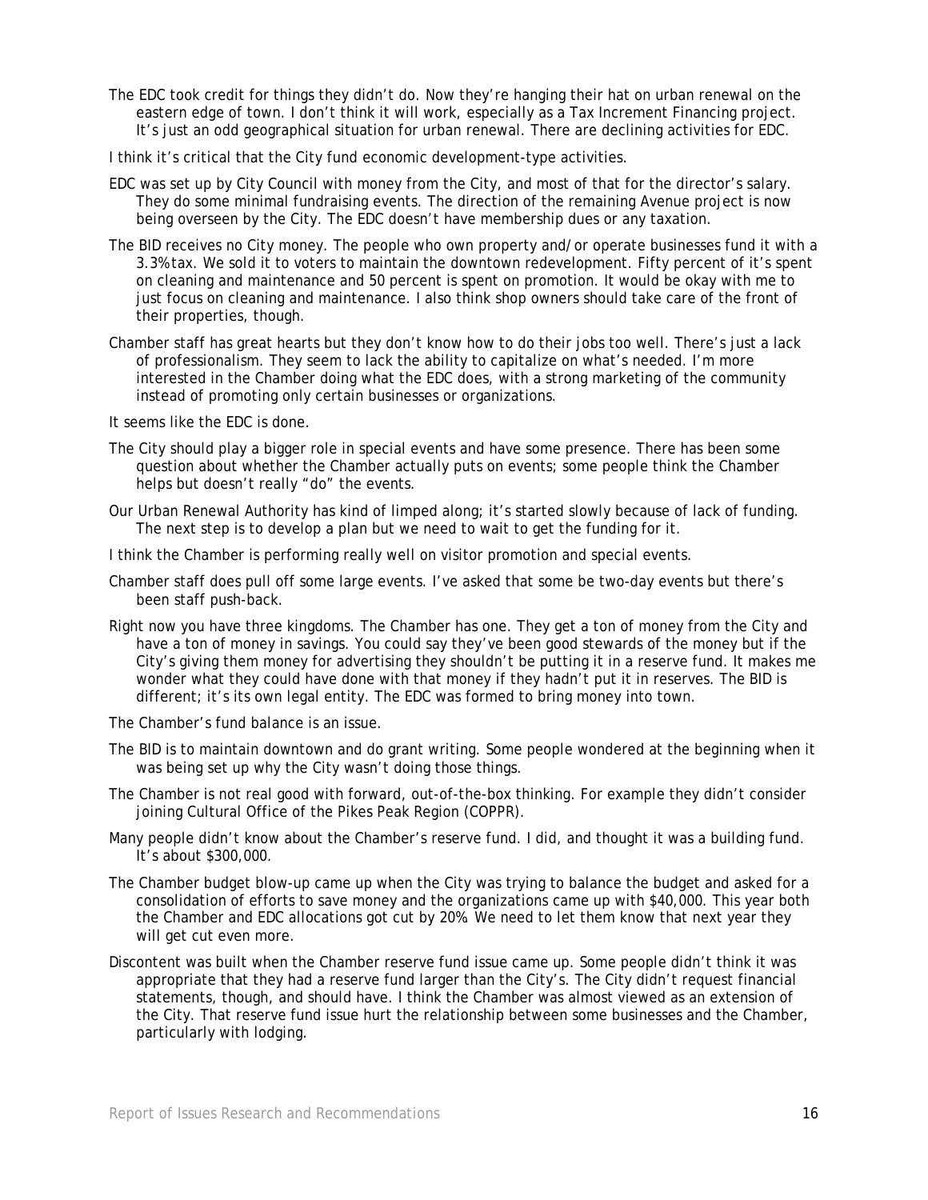The EDC took credit for things they didn't do. Now they're hanging their hat on urban renewal on the eastern edge of town. I don't think it will work, especially as a Tax Increment Financing project. It's just an odd geographical situation for urban renewal. There are declining activities for EDC.

I think it's critical that the City fund economic development-type activities.

EDC was set up by City Council with money from the City, and most of that for the director's salary. They do some minimal fundraising events. The direction of the remaining Avenue project is now being overseen by the City. The EDC doesn't have membership dues or any taxation.

The BID receives no City money. The people who own property and/or operate businesses fund it with a 3.3% tax. We sold it to voters to maintain the downtown redevelopment. Fifty percent of it's spent on cleaning and maintenance and 50 percent is spent on promotion. It would be okay with me to just focus on cleaning and maintenance. I also think shop owners should take care of the front of their properties, though.

Chamber staff has great hearts but they don't know how to do their jobs too well. There's just a lack of professionalism. They seem to lack the ability to capitalize on what's needed. I'm more interested in the Chamber doing what the EDC does, with a strong marketing of the community instead of promoting only certain businesses or organizations.

It seems like the EDC is done.

The City should play a bigger role in special events and have some presence. There has been some question about whether the Chamber actually puts on events; some people think the Chamber helps but doesn't really "do" the events.

Our Urban Renewal Authority has kind of limped along; it's started slowly because of lack of funding. The next step is to develop a plan but we need to wait to get the funding for it.

I think the Chamber is performing really well on visitor promotion and special events.

Chamber staff does pull off some large events. I've asked that some be two-day events but there's been staff push-back.

Right now you have three kingdoms. The Chamber has one. They get a ton of money from the City and have a ton of money in savings. You could say they've been good stewards of the money but if the City's giving them money for advertising they shouldn't be putting it in a reserve fund. It makes me wonder what they could have done with that money if they hadn't put it in reserves. The BID is different; it's its own legal entity. The EDC was formed to bring money into town.

The Chamber's fund balance is an issue.

The BID is to maintain downtown and do grant writing. Some people wondered at the beginning when it was being set up why the City wasn't doing those things.

The Chamber is not real good with forward, out-of-the-box thinking. For example they didn't consider joining Cultural Office of the Pikes Peak Region (COPPR).

Many people didn't know about the Chamber's reserve fund. I did, and thought it was a building fund. It's about $300,000.

The Chamber budget blow-up came up when the City was trying to balance the budget and asked for a consolidation of efforts to save money and the organizations came up with $40,000. This year both the Chamber and EDC allocations got cut by 20%. We need to let them know that next year they will get cut even more.

Discontent was built when the Chamber reserve fund issue came up. Some people didn't think it was appropriate that they had a reserve fund larger than the City's. The City didn't request financial statements, though, and should have. I think the Chamber was almost viewed as an extension of the City. That reserve fund issue hurt the relationship between some businesses and the Chamber, particularly with lodging.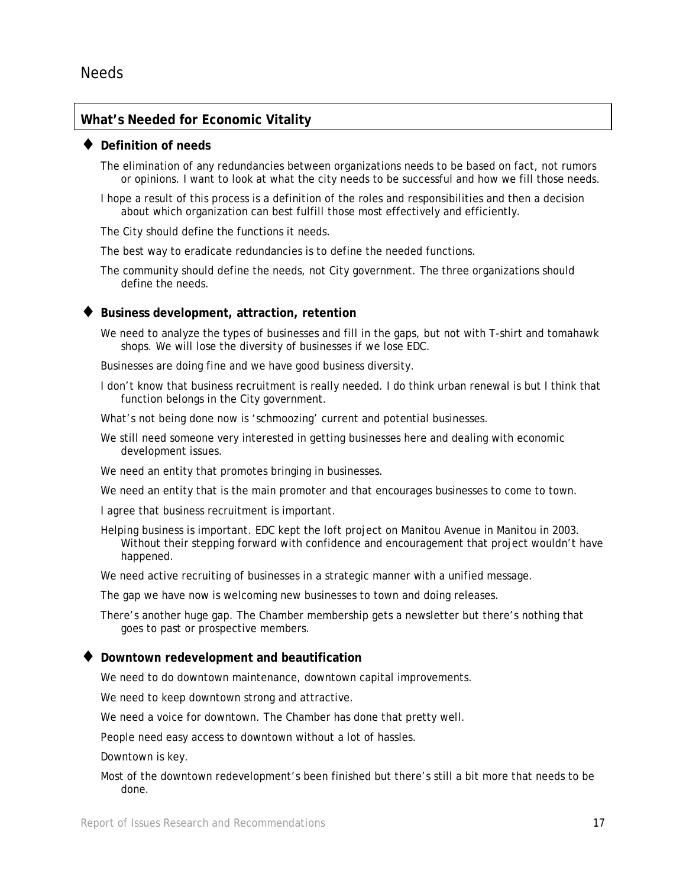# Needs

## What's Needed for Economic Vitality

### ♦ Definition of needs

The elimination of any redundancies between organizations needs to be based on fact, not rumors or opinions. I want to look at what the city needs to be successful and how we fill those needs.

I hope a result of this process is a definition of the roles and responsibilities and then a decision about which organization can best fulfill those most effectively and efficiently.

The City should define the functions it needs.

The best way to eradicate redundancies is to define the needed functions.

The community should define the needs, not City government. The three organizations should define the needs.

### ♦ Business development, attraction, retention

We need to analyze the types of businesses and fill in the gaps, but not with T-shirt and tomahawk shops. We will lose the diversity of businesses if we lose EDC.

Businesses are doing fine and we have good business diversity.

I don't know that business recruitment is really needed. I do think urban renewal is but I think that function belongs in the City government.

What's not being done now is 'schmoozing' current and potential businesses.

We still need someone very interested in getting businesses here and dealing with economic development issues.

We need an entity that promotes bringing in businesses.

We need an entity that is the main promoter and that encourages businesses to come to town.

I agree that business recruitment is important.

Helping business is important. EDC kept the loft project on Manitou Avenue in Manitou in 2003. Without their stepping forward with confidence and encouragement that project wouldn't have happened.

We need active recruiting of businesses in a strategic manner with a unified message.

The gap we have now is welcoming new businesses to town and doing releases.

There's another huge gap. The Chamber membership gets a newsletter but there's nothing that goes to past or prospective members.

### ♦ Downtown redevelopment and beautification

We need to do downtown maintenance, downtown capital improvements.

We need to keep downtown strong and attractive.

We need a voice for downtown. The Chamber has done that pretty well.

People need easy access to downtown without a lot of hassles.

Downtown is key.

Most of the downtown redevelopment's been finished but there's still a bit more that needs to be done.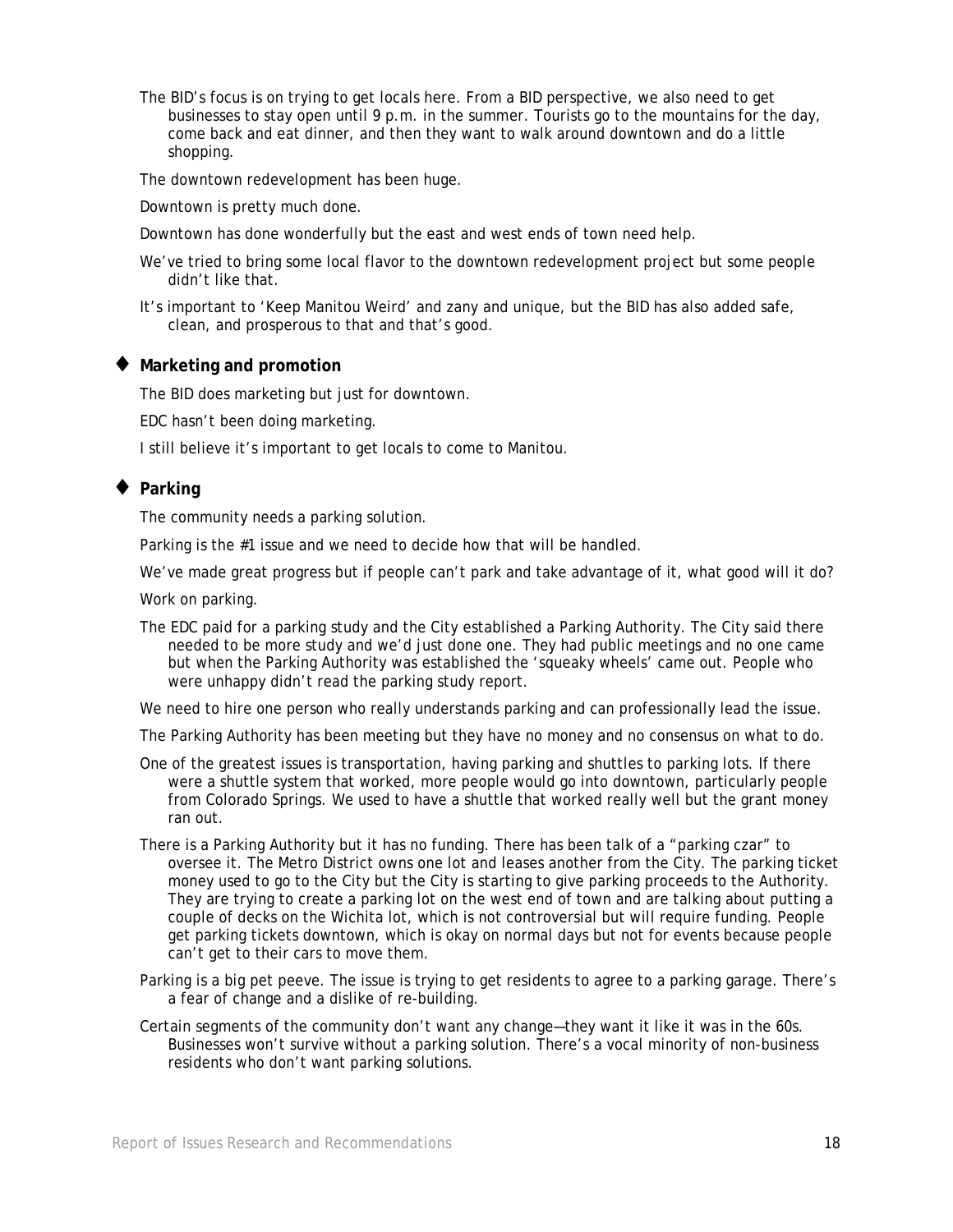The BID's focus is on trying to get locals here. From a BID perspective, we also need to get businesses to stay open until 9 p.m. in the summer. Tourists go to the mountains for the day, come back and eat dinner, and then they want to walk around downtown and do a little shopping.

The downtown redevelopment has been huge.

Downtown is pretty much done.

Downtown has done wonderfully but the east and west ends of town need help.

We've tried to bring some local flavor to the downtown redevelopment project but some people didn't like that.

It's important to 'Keep Manitou Weird' and zany and unique, but the BID has also added safe, clean, and prosperous to that and that's good.

### ♦ Marketing and promotion

The BID does marketing but just for downtown.

EDC hasn't been doing marketing.

I still believe it's important to get locals to come to Manitou.

### ♦ Parking

The community needs a parking solution.

Parking is the #1 issue and we need to decide how that will be handled.

We've made great progress but if people can't park and take advantage of it, what good will it do?

Work on parking.

The EDC paid for a parking study and the City established a Parking Authority. The City said there needed to be more study and we'd just done one. They had public meetings and no one came but when the Parking Authority was established the 'squeaky wheels' came out. People who were unhappy didn't read the parking study report.

We need to hire one person who really understands parking and can professionally lead the issue.

The Parking Authority has been meeting but they have no money and no consensus on what to do.

One of the greatest issues is transportation, having parking and shuttles to parking lots. If there were a shuttle system that worked, more people would go into downtown, particularly people from Colorado Springs. We used to have a shuttle that worked really well but the grant money ran out.

There is a Parking Authority but it has no funding. There has been talk of a "parking czar" to oversee it. The Metro District owns one lot and leases another from the City. The parking ticket money used to go to the City but the City is starting to give parking proceeds to the Authority. They are trying to create a parking lot on the west end of town and are talking about putting a couple of decks on the Wichita lot, which is not controversial but will require funding. People get parking tickets downtown, which is okay on normal days but not for events because people can't get to their cars to move them.

Parking is a big pet peeve. The issue is trying to get residents to agree to a parking garage. There's a fear of change and a dislike of re-building.

Certain segments of the community don't want any change—they want it like it was in the 60s. Businesses won't survive without a parking solution. There's a vocal minority of non-business residents who don't want parking solutions.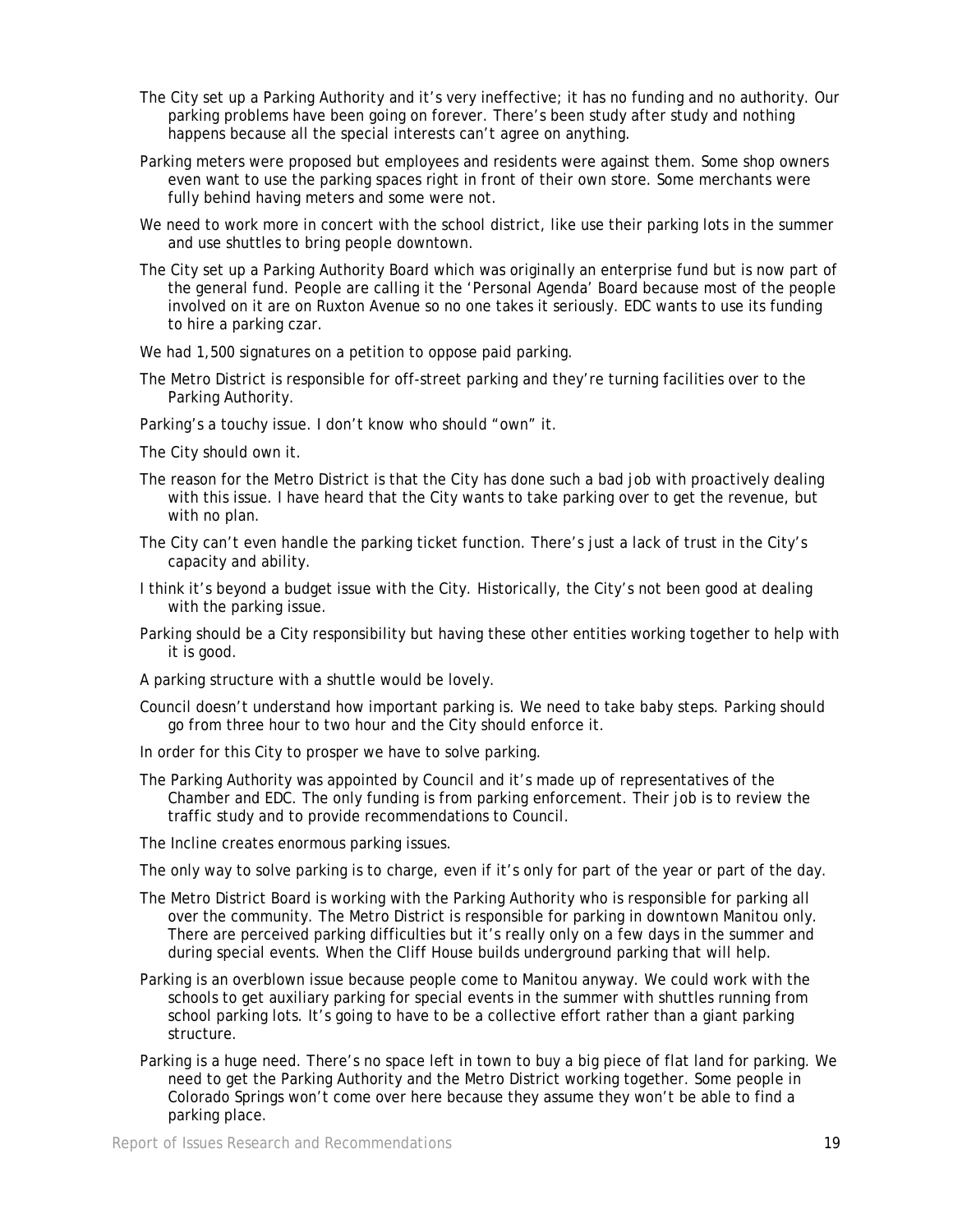The City set up a Parking Authority and it's very ineffective; it has no funding and no authority. Our parking problems have been going on forever. There's been study after study and nothing happens because all the special interests can't agree on anything.

Parking meters were proposed but employees and residents were against them. Some shop owners even want to use the parking spaces right in front of their own store. Some merchants were fully behind having meters and some were not.

We need to work more in concert with the school district, like use their parking lots in the summer and use shuttles to bring people downtown.

The City set up a Parking Authority Board which was originally an enterprise fund but is now part of the general fund. People are calling it the 'Personal Agenda' Board because most of the people involved on it are on Ruxton Avenue so no one takes it seriously. EDC wants to use its funding to hire a parking czar.

We had 1,500 signatures on a petition to oppose paid parking.

The Metro District is responsible for off-street parking and they're turning facilities over to the Parking Authority.

Parking's a touchy issue. I don't know who should "own" it.

The City should own it.

The reason for the Metro District is that the City has done such a bad job with proactively dealing with this issue. I have heard that the City wants to take parking over to get the revenue, but with no plan.

The City can't even handle the parking ticket function. There's just a lack of trust in the City's capacity and ability.

I think it's beyond a budget issue with the City. Historically, the City's not been good at dealing with the parking issue.

Parking should be a City responsibility but having these other entities working together to help with it is good.

A parking structure with a shuttle would be lovely.

Council doesn't understand how important parking is. We need to take baby steps. Parking should go from three hour to two hour and the City should enforce it.

In order for this City to prosper we have to solve parking.

The Parking Authority was appointed by Council and it's made up of representatives of the Chamber and EDC. The only funding is from parking enforcement. Their job is to review the traffic study and to provide recommendations to Council.

The Incline creates enormous parking issues.

The only way to solve parking is to charge, even if it's only for part of the year or part of the day.

The Metro District Board is working with the Parking Authority who is responsible for parking all over the community. The Metro District is responsible for parking in downtown Manitou only. There are perceived parking difficulties but it's really only on a few days in the summer and during special events. When the Cliff House builds underground parking that will help.

Parking is an overblown issue because people come to Manitou anyway. We could work with the schools to get auxiliary parking for special events in the summer with shuttles running from school parking lots. It's going to have to be a collective effort rather than a giant parking structure.

Parking is a huge need. There's no space left in town to buy a big piece of flat land for parking. We need to get the Parking Authority and the Metro District working together. Some people in Colorado Springs won't come over here because they assume they won't be able to find a parking place.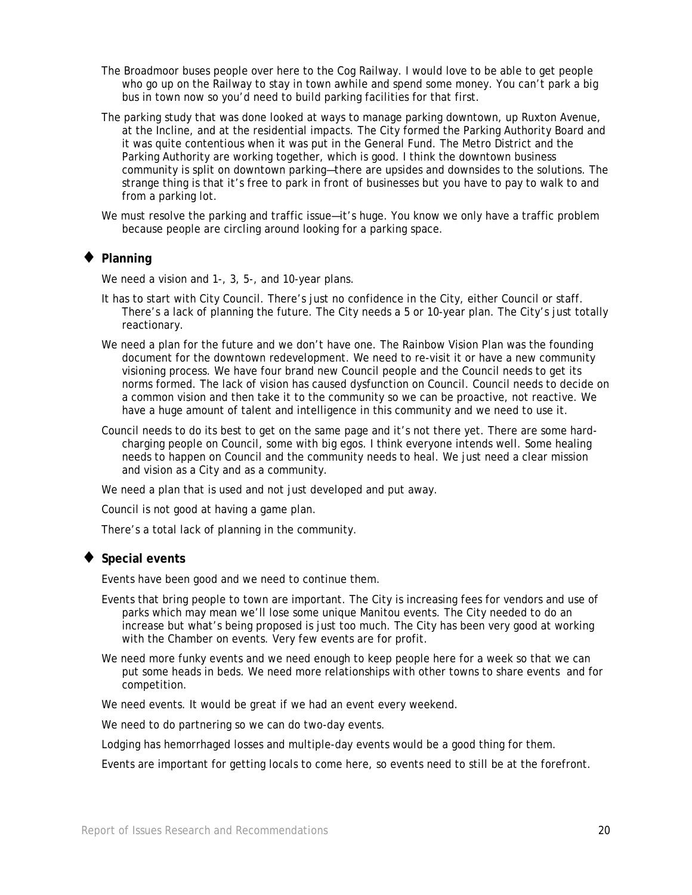The Broadmoor buses people over here to the Cog Railway. I would love to be able to get people who go up on the Railway to stay in town awhile and spend some money. You can't park a big bus in town now so you'd need to build parking facilities for that first.

The parking study that was done looked at ways to manage parking downtown, up Ruxton Avenue, at the Incline, and at the residential impacts. The City formed the Parking Authority Board and it was quite contentious when it was put in the General Fund. The Metro District and the Parking Authority are working together, which is good. I think the downtown business community is split on downtown parking—there are upsides and downsides to the solutions. The strange thing is that it's free to park in front of businesses but you have to pay to walk to and from a parking lot.

We must resolve the parking and traffic issue—it's huge. You know we only have a traffic problem because people are circling around looking for a parking space.

## ♦ Planning

We need a vision and 1-, 3, 5-, and 10-year plans.

It has to start with City Council. There's just no confidence in the City, either Council or staff. There's a lack of planning the future. The City needs a 5 or 10-year plan. The City's just totally reactionary.

We need a plan for the future and we don't have one. The Rainbow Vision Plan was the founding document for the downtown redevelopment. We need to re-visit it or have a new community visioning process. We have four brand new Council people and the Council needs to get its norms formed. The lack of vision has caused dysfunction on Council. Council needs to decide on a common vision and then take it to the community so we can be proactive, not reactive. We have a huge amount of talent and intelligence in this community and we need to use it.

Council needs to do its best to get on the same page and it's not there yet. There are some hard-charging people on Council, some with big egos. I think everyone intends well. Some healing needs to happen on Council and the community needs to heal. We just need a clear mission and vision as a City and as a community.

We need a plan that is used and not just developed and put away.

Council is not good at having a game plan.

There's a total lack of planning in the community.

## ♦ Special events

Events have been good and we need to continue them.

Events that bring people to town are important. The City is increasing fees for vendors and use of parks which may mean we'll lose some unique Manitou events. The City needed to do an increase but what's being proposed is just too much. The City has been very good at working with the Chamber on events. Very few events are for profit.

We need more funky events and we need enough to keep people here for a week so that we can put some heads in beds. We need more relationships with other towns to share events and for competition.

We need events. It would be great if we had an event every weekend.

We need to do partnering so we can do two-day events.

Lodging has hemorrhaged losses and multiple-day events would be a good thing for them.

Events are important for getting locals to come here, so events need to still be at the forefront.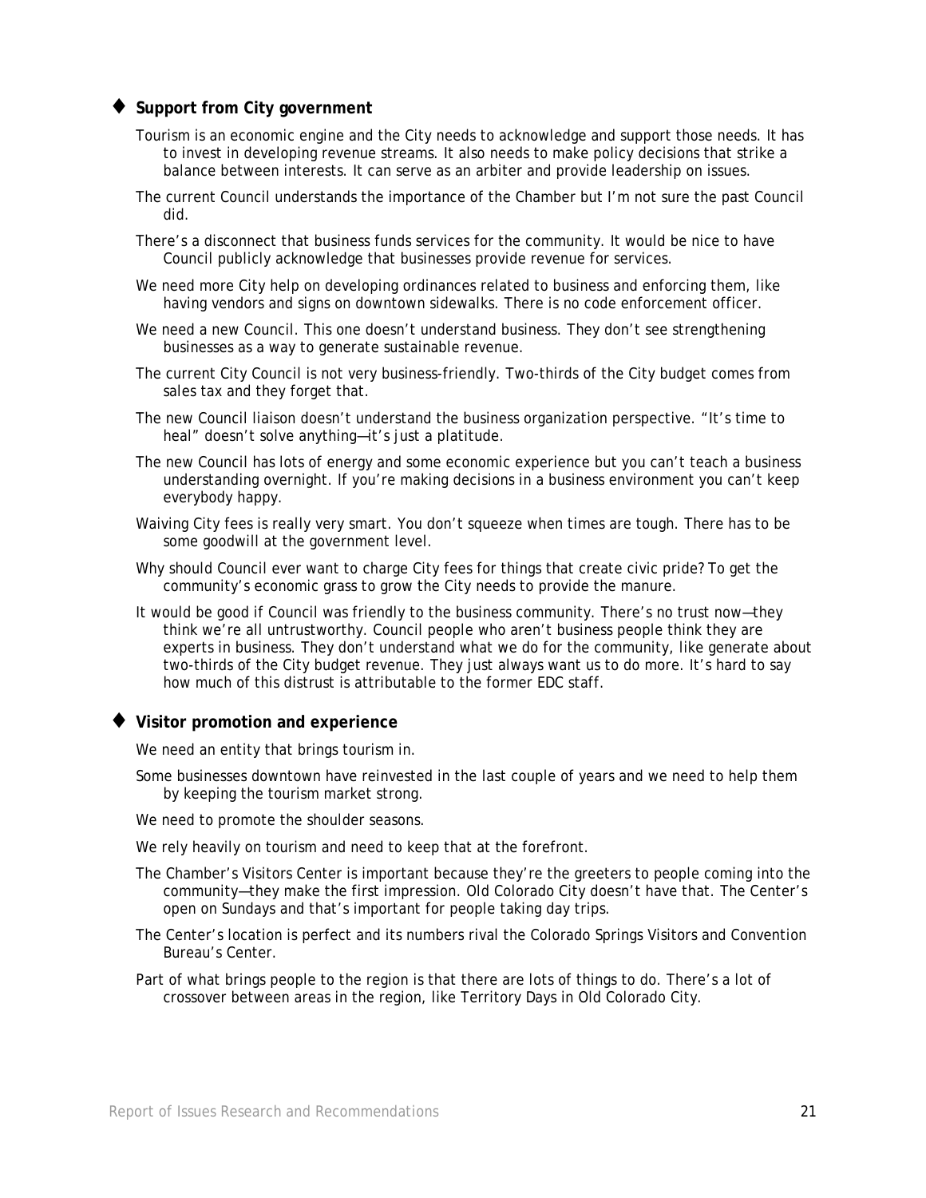- **Support from City government**

Tourism is an economic engine and the City needs to acknowledge and support those needs. It has to invest in developing revenue streams. It also needs to make policy decisions that strike a balance between interests. It can serve as an arbiter and provide leadership on issues.

The current Council understands the importance of the Chamber but I'm not sure the past Council did.

There's a disconnect that business funds services for the community. It would be nice to have Council publicly acknowledge that businesses provide revenue for services.

We need more City help on developing ordinances related to business and enforcing them, like having vendors and signs on downtown sidewalks. There is no code enforcement officer.

We need a new Council. This one doesn't understand business. They don't see strengthening businesses as a way to generate sustainable revenue.

The current City Council is not very business-friendly. Two-thirds of the City budget comes from sales tax and they forget that.

The new Council liaison doesn't understand the business organization perspective. "It's time to heal" doesn't solve anything—it's just a platitude.

The new Council has lots of energy and some economic experience but you can't teach a business understanding overnight. If you're making decisions in a business environment you can't keep everybody happy.

Waiving City fees is really very smart. You don't squeeze when times are tough. There has to be some goodwill at the government level.

Why should Council ever want to charge City fees for things that create civic pride? To get the community's economic grass to grow the City needs to provide the manure.

It would be good if Council was friendly to the business community. There's no trust now—they think we're all untrustworthy. Council people who aren't business people think they are experts in business. They don't understand what we do for the community, like generate about two-thirds of the City budget revenue. They just always want us to do more. It's hard to say how much of this distrust is attributable to the former EDC staff.

- **Visitor promotion and experience**

We need an entity that brings tourism in.

Some businesses downtown have reinvested in the last couple of years and we need to help them by keeping the tourism market strong.

We need to promote the shoulder seasons.

We rely heavily on tourism and need to keep that at the forefront.

The Chamber's Visitors Center is important because they're the greeters to people coming into the community—they make the first impression. Old Colorado City doesn't have that. The Center's open on Sundays and that's important for people taking day trips.

The Center's location is perfect and its numbers rival the Colorado Springs Visitors and Convention Bureau's Center.

Part of what brings people to the region is that there are lots of things to do. There's a lot of crossover between areas in the region, like Territory Days in Old Colorado City.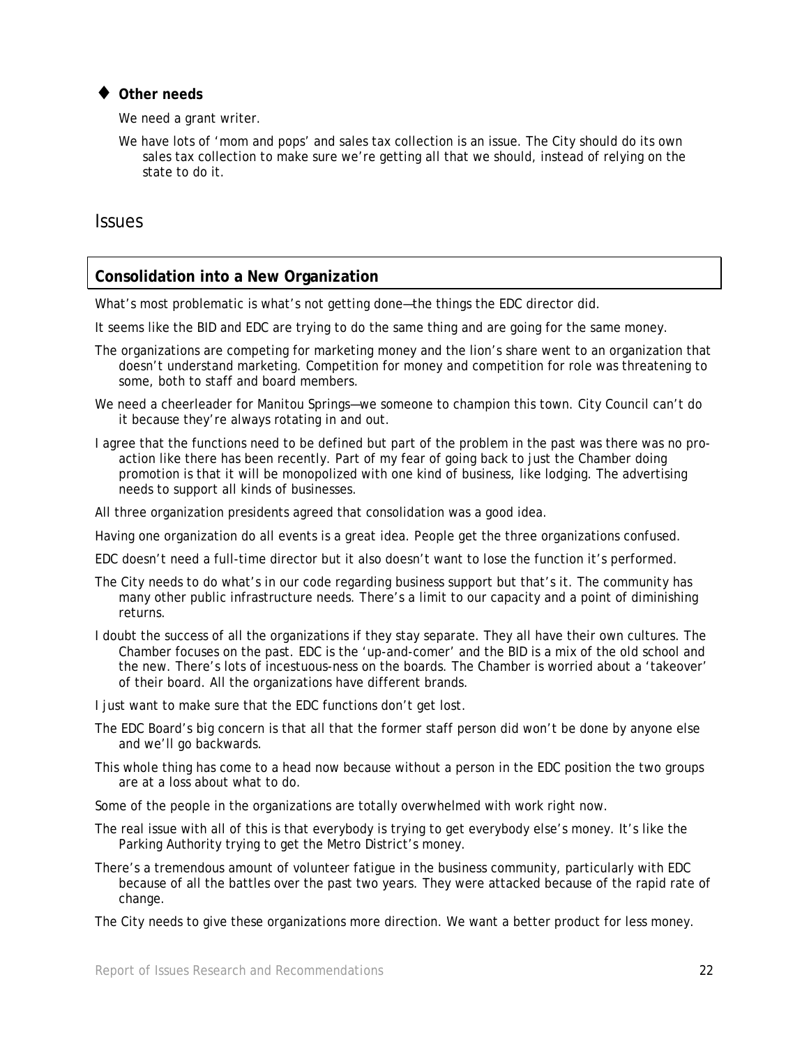- **Other needs**

  We need a grant writer.

  We have lots of 'mom and pops' and sales tax collection is an issue. The City should do its own sales tax collection to make sure we're getting all that we should, instead of relying on the state to do it.

## Issues

### Consolidation into a New Organization

What's most problematic is what's not getting done—the things the EDC director did.

It seems like the BID and EDC are trying to do the same thing and are going for the same money.

The organizations are competing for marketing money and the lion's share went to an organization that doesn't understand marketing. Competition for money and competition for role was threatening to some, both to staff and board members.

We need a cheerleader for Manitou Springs—we someone to champion this town. City Council can't do it because they're always rotating in and out.

I agree that the functions need to be defined but part of the problem in the past was there was no pro-action like there has been recently. Part of my fear of going back to just the Chamber doing promotion is that it will be monopolized with one kind of business, like lodging. The advertising needs to support all kinds of businesses.

All three organization presidents agreed that consolidation was a good idea.

Having one organization do all events is a great idea. People get the three organizations confused.

EDC doesn't need a full-time director but it also doesn't want to lose the function it's performed.

The City needs to do what's in our code regarding business support but that's it. The community has many other public infrastructure needs. There's a limit to our capacity and a point of diminishing returns.

I doubt the success of all the organizations if they stay separate. They all have their own cultures. The Chamber focuses on the past. EDC is the 'up-and-comer' and the BID is a mix of the old school and the new. There's lots of incestuous-ness on the boards. The Chamber is worried about a 'takeover' of their board. All the organizations have different brands.

I just want to make sure that the EDC functions don't get lost.

The EDC Board's big concern is that all that the former staff person did won't be done by anyone else and we'll go backwards.

This whole thing has come to a head now because without a person in the EDC position the two groups are at a loss about what to do.

Some of the people in the organizations are totally overwhelmed with work right now.

The real issue with all of this is that everybody is trying to get everybody else's money. It's like the Parking Authority trying to get the Metro District's money.

There's a tremendous amount of volunteer fatigue in the business community, particularly with EDC because of all the battles over the past two years. They were attacked because of the rapid rate of change.

The City needs to give these organizations more direction. We want a better product for less money.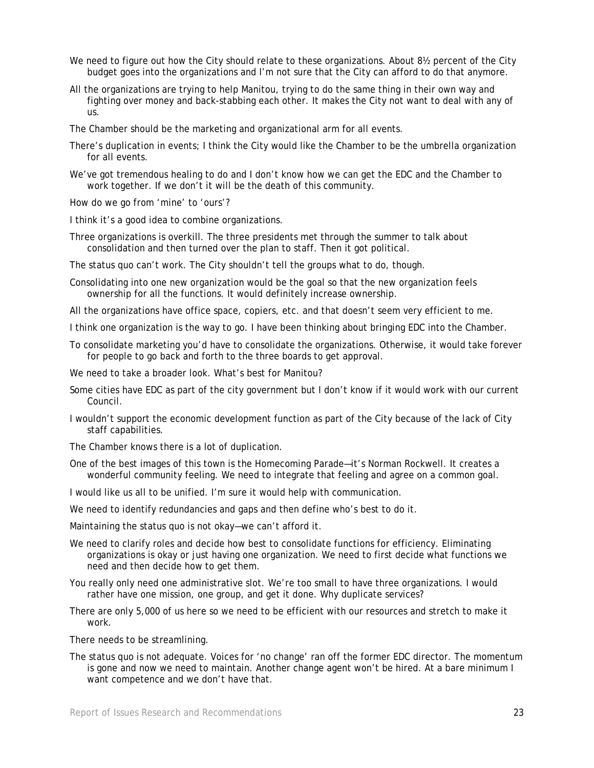We need to figure out how the City should relate to these organizations. About 8½ percent of the City budget goes into the organizations and I'm not sure that the City can afford to do that anymore.

All the organizations are trying to help Manitou, trying to do the same thing in their own way and fighting over money and back-stabbing each other. It makes the City not want to deal with any of us.

The Chamber should be the marketing and organizational arm for all events.

There's duplication in events; I think the City would like the Chamber to be the umbrella organization for all events.

We've got tremendous healing to do and I don't know how we can get the EDC and the Chamber to work together. If we don't it will be the death of this community.

How do we go from 'mine' to 'ours'?

I think it's a good idea to combine organizations.

Three organizations is overkill. The three presidents met through the summer to talk about consolidation and then turned over the plan to staff. Then it got political.

The status quo can't work. The City shouldn't tell the groups what to do, though.

Consolidating into one new organization would be the goal so that the new organization feels ownership for all the functions. It would definitely increase ownership.

All the organizations have office space, copiers, etc. and that doesn't seem very efficient to me.

I think one organization is the way to go. I have been thinking about bringing EDC into the Chamber.

To consolidate marketing you'd have to consolidate the organizations. Otherwise, it would take forever for people to go back and forth to the three boards to get approval.

We need to take a broader look. What's best for Manitou?

Some cities have EDC as part of the city government but I don't know if it would work with our current Council.

I wouldn't support the economic development function as part of the City because of the lack of City staff capabilities.

The Chamber knows there is a lot of duplication.

One of the best images of this town is the Homecoming Parade—it's Norman Rockwell. It creates a wonderful community feeling. We need to integrate that feeling and agree on a common goal.

I would like us all to be unified. I'm sure it would help with communication.

We need to identify redundancies and gaps and then define who's best to do it.

Maintaining the status quo is not okay—we can't afford it.

We need to clarify roles and decide how best to consolidate functions for efficiency. Eliminating organizations is okay or just having one organization. We need to first decide what functions we need and then decide how to get them.

You really only need one administrative slot. We're too small to have three organizations. I would rather have one mission, one group, and get it done. Why duplicate services?

There are only 5,000 of us here so we need to be efficient with our resources and stretch to make it work.

There needs to be streamlining.

The status quo is not adequate. Voices for 'no change' ran off the former EDC director. The momentum is gone and now we need to maintain. Another change agent won't be hired. At a bare minimum I want competence and we don't have that.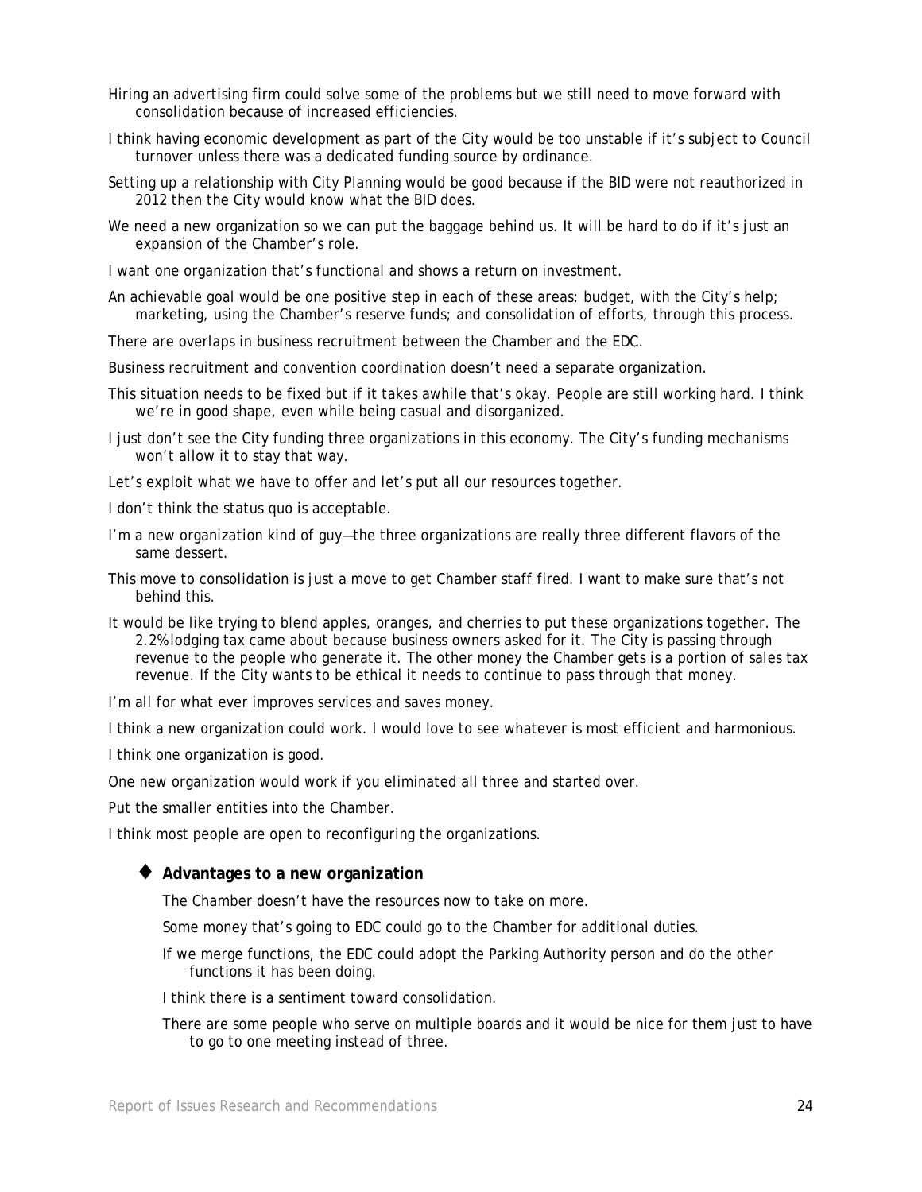Hiring an advertising firm could solve some of the problems but we still need to move forward with consolidation because of increased efficiencies.

I think having economic development as part of the City would be too unstable if it's subject to Council turnover unless there was a dedicated funding source by ordinance.

Setting up a relationship with City Planning would be good because if the BID were not reauthorized in 2012 then the City would know what the BID does.

We need a new organization so we can put the baggage behind us. It will be hard to do if it's just an expansion of the Chamber's role.

I want one organization that's functional and shows a return on investment.

An achievable goal would be one positive step in each of these areas: budget, with the City's help; marketing, using the Chamber's reserve funds; and consolidation of efforts, through this process.

There are overlaps in business recruitment between the Chamber and the EDC.

Business recruitment and convention coordination doesn't need a separate organization.

This situation needs to be fixed but if it takes awhile that's okay. People are still working hard. I think we're in good shape, even while being casual and disorganized.

I just don't see the City funding three organizations in this economy. The City's funding mechanisms won't allow it to stay that way.

Let's exploit what we have to offer and let's put all our resources together.

I don't think the status quo is acceptable.

I'm a new organization kind of guy—the three organizations are really three different flavors of the same dessert.

This move to consolidation is just a move to get Chamber staff fired. I want to make sure that's not behind this.

It would be like trying to blend apples, oranges, and cherries to put these organizations together. The 2.2% lodging tax came about because business owners asked for it. The City is passing through revenue to the people who generate it. The other money the Chamber gets is a portion of sales tax revenue. If the City wants to be ethical it needs to continue to pass through that money.

I'm all for what ever improves services and saves money.

I think a new organization could work. I would love to see whatever is most efficient and harmonious.

I think one organization is good.

One new organization would work if you eliminated all three and started over.

Put the smaller entities into the Chamber.

I think most people are open to reconfiguring the organizations.

- **Advantages to a new organization**

  The Chamber doesn't have the resources now to take on more.

  Some money that's going to EDC could go to the Chamber for additional duties.

  If we merge functions, the EDC could adopt the Parking Authority person and do the other functions it has been doing.

  I think there is a sentiment toward consolidation.

  There are some people who serve on multiple boards and it would be nice for them just to have to go to one meeting instead of three.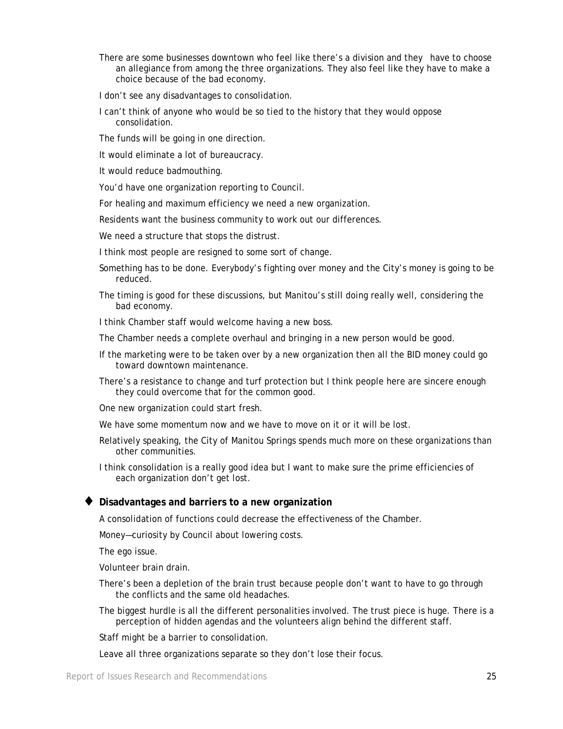There are some businesses downtown who feel like there's a division and they have to choose an allegiance from among the three organizations. They also feel like they have to make a choice because of the bad economy.

I don't see any disadvantages to consolidation.

I can't think of anyone who would be so tied to the history that they would oppose consolidation.

The funds will be going in one direction.

It would eliminate a lot of bureaucracy.

It would reduce badmouthing.

You'd have one organization reporting to Council.

For healing and maximum efficiency we need a new organization.

Residents want the business community to work out our differences.

We need a structure that stops the distrust.

I think most people are resigned to some sort of change.

Something has to be done. Everybody's fighting over money and the City's money is going to be reduced.

The timing is good for these discussions, but Manitou's still doing really well, considering the bad economy.

I think Chamber staff would welcome having a new boss.

The Chamber needs a complete overhaul and bringing in a new person would be good.

If the marketing were to be taken over by a new organization then all the BID money could go toward downtown maintenance.

There's a resistance to change and turf protection but I think people here are sincere enough they could overcome that for the common good.

One new organization could start fresh.

We have some momentum now and we have to move on it or it will be lost.

Relatively speaking, the City of Manitou Springs spends much more on these organizations than other communities.

I think consolidation is a really good idea but I want to make sure the prime efficiencies of each organization don't get lost.

### ♦ Disadvantages and barriers to a new organization

A consolidation of functions could decrease the effectiveness of the Chamber.

Money—curiosity by Council about lowering costs.

The ego issue.

Volunteer brain drain.

There's been a depletion of the brain trust because people don't want to have to go through the conflicts and the same old headaches.

The biggest hurdle is all the different personalities involved. The trust piece is huge. There is a perception of hidden agendas and the volunteers align behind the different staff.

Staff might be a barrier to consolidation.

Leave all three organizations separate so they don't lose their focus.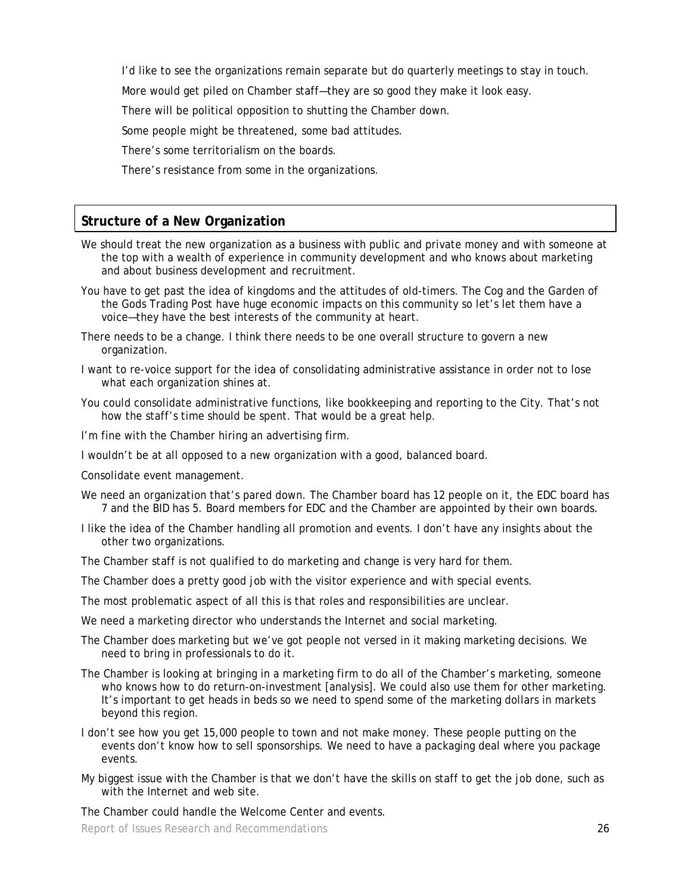I'd like to see the organizations remain separate but do quarterly meetings to stay in touch.

More would get piled on Chamber staff—they are so good they make it look easy.

There will be political opposition to shutting the Chamber down.

Some people might be threatened, some bad attitudes.

There's some territorialism on the boards.

There's resistance from some in the organizations.

## Structure of a New Organization

We should treat the new organization as a business with public and private money and with someone at the top with a wealth of experience in community development and who knows about marketing and about business development and recruitment.

You have to get past the idea of kingdoms and the attitudes of old-timers. The Cog and the Garden of the Gods Trading Post have huge economic impacts on this community so let's let them have a voice—they have the best interests of the community at heart.

There needs to be a change. I think there needs to be one overall structure to govern a new organization.

I want to re-voice support for the idea of consolidating administrative assistance in order not to lose what each organization shines at.

You could consolidate administrative functions, like bookkeeping and reporting to the City. That's not how the staff's time should be spent. That would be a great help.

I'm fine with the Chamber hiring an advertising firm.

I wouldn't be at all opposed to a new organization with a good, balanced board.

Consolidate event management.

We need an organization that's pared down. The Chamber board has 12 people on it, the EDC board has 7 and the BID has 5. Board members for EDC and the Chamber are appointed by their own boards.

I like the idea of the Chamber handling all promotion and events. I don't have any insights about the other two organizations.

The Chamber staff is not qualified to do marketing and change is very hard for them.

The Chamber does a pretty good job with the visitor experience and with special events.

The most problematic aspect of all this is that roles and responsibilities are unclear.

We need a marketing director who understands the Internet and social marketing.

The Chamber does marketing but we've got people not versed in it making marketing decisions. We need to bring in professionals to do it.

The Chamber is looking at bringing in a marketing firm to do all of the Chamber's marketing, someone who knows how to do return-on-investment [analysis]. We could also use them for other marketing. It's important to get heads in beds so we need to spend some of the marketing dollars in markets beyond this region.

I don't see how you get 15,000 people to town and not make money. These people putting on the events don't know how to sell sponsorships. We need to have a packaging deal where you package events.

My biggest issue with the Chamber is that we don't have the skills on staff to get the job done, such as with the Internet and web site.

The Chamber could handle the Welcome Center and events.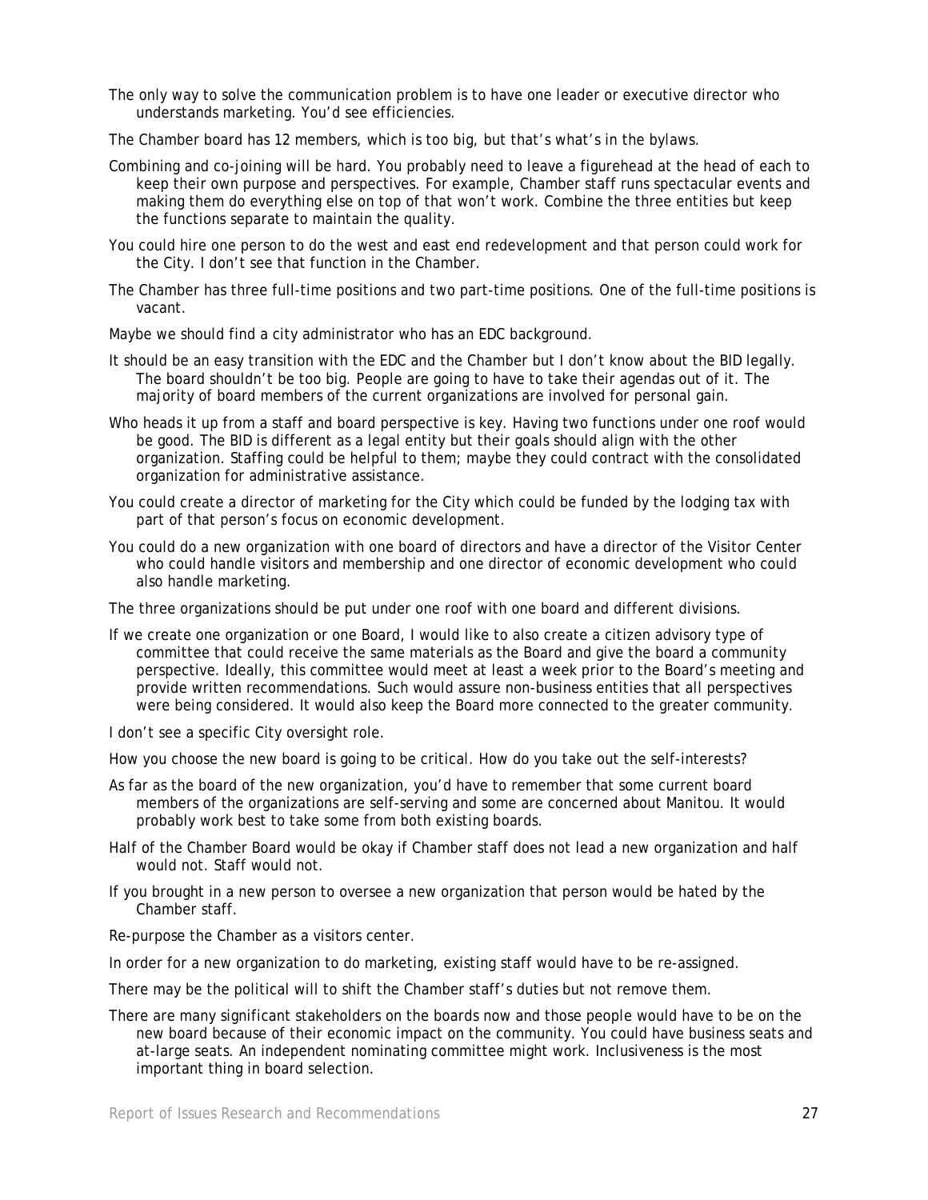The only way to solve the communication problem is to have one leader or executive director who understands marketing. You'd see efficiencies.

The Chamber board has 12 members, which is too big, but that's what's in the bylaws.

Combining and co-joining will be hard. You probably need to leave a figurehead at the head of each to keep their own purpose and perspectives. For example, Chamber staff runs spectacular events and making them do everything else on top of that won't work. Combine the three entities but keep the functions separate to maintain the quality.

You could hire one person to do the west and east end redevelopment and that person could work for the City. I don't see that function in the Chamber.

The Chamber has three full-time positions and two part-time positions. One of the full-time positions is vacant.

Maybe we should find a city administrator who has an EDC background.

It should be an easy transition with the EDC and the Chamber but I don't know about the BID legally. The board shouldn't be too big. People are going to have to take their agendas out of it. The majority of board members of the current organizations are involved for personal gain.

Who heads it up from a staff and board perspective is key. Having two functions under one roof would be good. The BID is different as a legal entity but their goals should align with the other organization. Staffing could be helpful to them; maybe they could contract with the consolidated organization for administrative assistance.

You could create a director of marketing for the City which could be funded by the lodging tax with part of that person's focus on economic development.

You could do a new organization with one board of directors and have a director of the Visitor Center who could handle visitors and membership and one director of economic development who could also handle marketing.

The three organizations should be put under one roof with one board and different divisions.

If we create one organization or one Board, I would like to also create a citizen advisory type of committee that could receive the same materials as the Board and give the board a community perspective. Ideally, this committee would meet at least a week prior to the Board's meeting and provide written recommendations. Such would assure non-business entities that all perspectives were being considered. It would also keep the Board more connected to the greater community.

I don't see a specific City oversight role.

How you choose the new board is going to be critical. How do you take out the self-interests?

As far as the board of the new organization, you'd have to remember that some current board members of the organizations are self-serving and some are concerned about Manitou. It would probably work best to take some from both existing boards.

Half of the Chamber Board would be okay if Chamber staff does not lead a new organization and half would not. Staff would not.

If you brought in a new person to oversee a new organization that person would be hated by the Chamber staff.

Re-purpose the Chamber as a visitors center.

In order for a new organization to do marketing, existing staff would have to be re-assigned.

There may be the political will to shift the Chamber staff's duties but not remove them.

There are many significant stakeholders on the boards now and those people would have to be on the new board because of their economic impact on the community. You could have business seats and at-large seats. An independent nominating committee might work. Inclusiveness is the most important thing in board selection.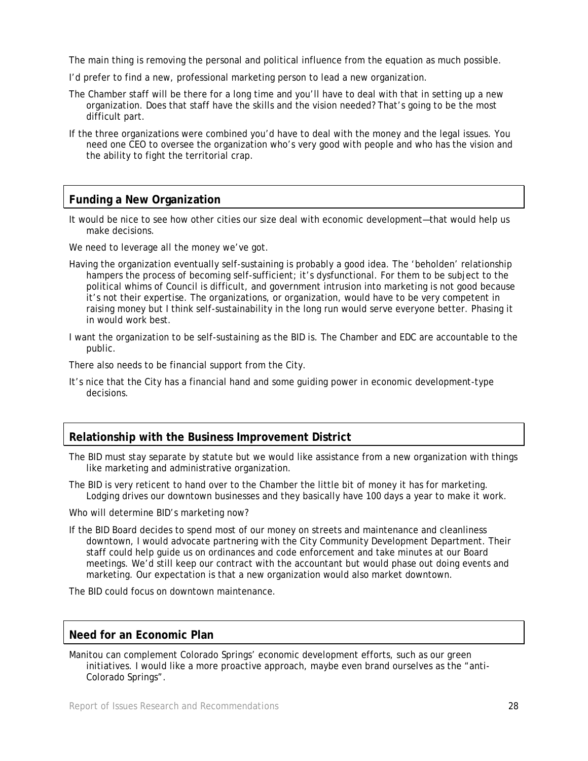The main thing is removing the personal and political influence from the equation as much possible.

I'd prefer to find a new, professional marketing person to lead a new organization.

The Chamber staff will be there for a long time and you'll have to deal with that in setting up a new organization. Does that staff have the skills and the vision needed? That's going to be the most difficult part.

If the three organizations were combined you'd have to deal with the money and the legal issues. You need one CEO to oversee the organization who's very good with people and who has the vision and the ability to fight the territorial crap.

## Funding a New Organization

It would be nice to see how other cities our size deal with economic development—that would help us make decisions.

We need to leverage all the money we've got.

Having the organization eventually self-sustaining is probably a good idea. The 'beholden' relationship hampers the process of becoming self-sufficient; it's dysfunctional. For them to be subject to the political whims of Council is difficult, and government intrusion into marketing is not good because it's not their expertise. The organizations, or organization, would have to be very competent in raising money but I think self-sustainability in the long run would serve everyone better. Phasing it in would work best.

I want the organization to be self-sustaining as the BID is. The Chamber and EDC are accountable to the public.

There also needs to be financial support from the City.

It's nice that the City has a financial hand and some guiding power in economic development-type decisions.

## Relationship with the Business Improvement District

The BID must stay separate by statute but we would like assistance from a new organization with things like marketing and administrative organization.

The BID is very reticent to hand over to the Chamber the little bit of money it has for marketing. Lodging drives our downtown businesses and they basically have 100 days a year to make it work.

Who will determine BID's marketing now?

If the BID Board decides to spend most of our money on streets and maintenance and cleanliness downtown, I would advocate partnering with the City Community Development Department. Their staff could help guide us on ordinances and code enforcement and take minutes at our Board meetings. We'd still keep our contract with the accountant but would phase out doing events and marketing. Our expectation is that a new organization would also market downtown.

The BID could focus on downtown maintenance.

## Need for an Economic Plan

Manitou can complement Colorado Springs' economic development efforts, such as our green initiatives. I would like a more proactive approach, maybe even brand ourselves as the "anti-Colorado Springs".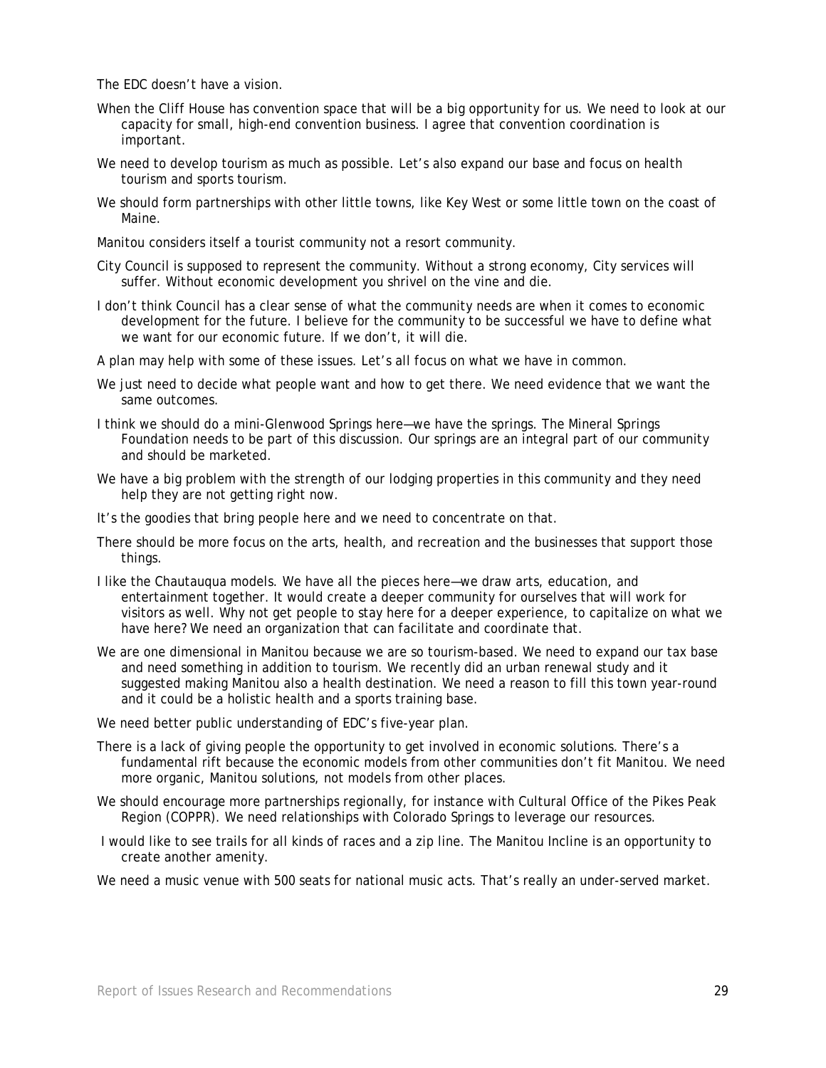The EDC doesn't have a vision.

When the Cliff House has convention space that will be a big opportunity for us. We need to look at our capacity for small, high-end convention business. I agree that convention coordination is important.

We need to develop tourism as much as possible. Let's also expand our base and focus on health tourism and sports tourism.

We should form partnerships with other little towns, like Key West or some little town on the coast of Maine.

Manitou considers itself a tourist community not a resort community.

City Council is supposed to represent the community. Without a strong economy, City services will suffer. Without economic development you shrivel on the vine and die.

I don't think Council has a clear sense of what the community needs are when it comes to economic development for the future. I believe for the community to be successful we have to define what we want for our economic future. If we don't, it will die.

A plan may help with some of these issues. Let's all focus on what we have in common.

We just need to decide what people want and how to get there. We need evidence that we want the same outcomes.

I think we should do a mini-Glenwood Springs here—we have the springs. The Mineral Springs Foundation needs to be part of this discussion. Our springs are an integral part of our community and should be marketed.

We have a big problem with the strength of our lodging properties in this community and they need help they are not getting right now.

It's the goodies that bring people here and we need to concentrate on that.

There should be more focus on the arts, health, and recreation and the businesses that support those things.

I like the Chautauqua models. We have all the pieces here—we draw arts, education, and entertainment together. It would create a deeper community for ourselves that will work for visitors as well. Why not get people to stay here for a deeper experience, to capitalize on what we have here? We need an organization that can facilitate and coordinate that.

We are one dimensional in Manitou because we are so tourism-based. We need to expand our tax base and need something in addition to tourism. We recently did an urban renewal study and it suggested making Manitou also a health destination. We need a reason to fill this town year-round and it could be a holistic health and a sports training base.

We need better public understanding of EDC's five-year plan.

There is a lack of giving people the opportunity to get involved in economic solutions. There's a fundamental rift because the economic models from other communities don't fit Manitou. We need more organic, Manitou solutions, not models from other places.

We should encourage more partnerships regionally, for instance with Cultural Office of the Pikes Peak Region (COPPR). We need relationships with Colorado Springs to leverage our resources.

I would like to see trails for all kinds of races and a zip line. The Manitou Incline is an opportunity to create another amenity.

We need a music venue with 500 seats for national music acts. That's really an under-served market.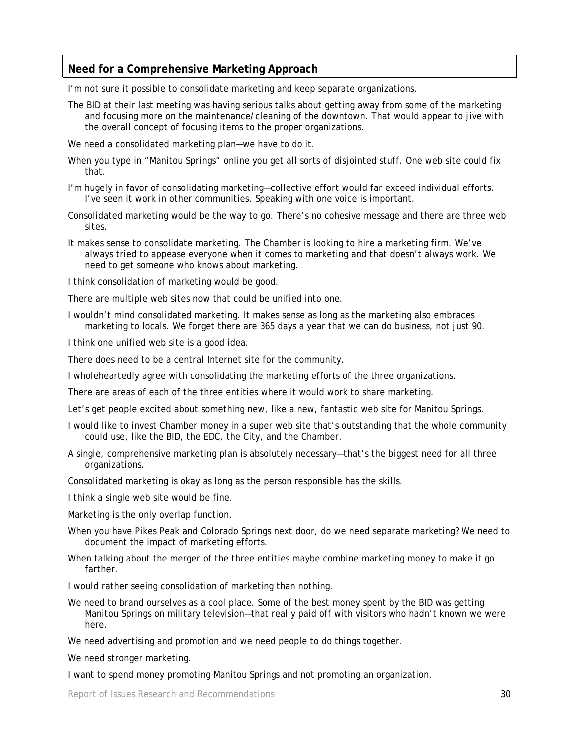## Need for a Comprehensive Marketing Approach

I'm not sure it possible to consolidate marketing and keep separate organizations.

The BID at their last meeting was having serious talks about getting away from some of the marketing and focusing more on the maintenance/cleaning of the downtown. That would appear to jive with the overall concept of focusing items to the proper organizations.

We need a consolidated marketing plan—we have to do it.

When you type in "Manitou Springs" online you get all sorts of disjointed stuff. One web site could fix that.

I'm hugely in favor of consolidating marketing—collective effort would far exceed individual efforts. I've seen it work in other communities. Speaking with one voice is important.

Consolidated marketing would be the way to go. There's no cohesive message and there are three web sites.

It makes sense to consolidate marketing. The Chamber is looking to hire a marketing firm. We've always tried to appease everyone when it comes to marketing and that doesn't always work. We need to get someone who knows about marketing.

I think consolidation of marketing would be good.

There are multiple web sites now that could be unified into one.

I wouldn't mind consolidated marketing. It makes sense as long as the marketing also embraces marketing to locals. We forget there are 365 days a year that we can do business, not just 90.

I think one unified web site is a good idea.

There does need to be a central Internet site for the community.

I wholeheartedly agree with consolidating the marketing efforts of the three organizations.

There are areas of each of the three entities where it would work to share marketing.

Let's get people excited about something new, like a new, fantastic web site for Manitou Springs.

I would like to invest Chamber money in a super web site that's outstanding that the whole community could use, like the BID, the EDC, the City, and the Chamber.

A single, comprehensive marketing plan is absolutely necessary—that's the biggest need for all three organizations.

Consolidated marketing is okay as long as the person responsible has the skills.

I think a single web site would be fine.

Marketing is the only overlap function.

When you have Pikes Peak and Colorado Springs next door, do we need separate marketing? We need to document the impact of marketing efforts.

When talking about the merger of the three entities maybe combine marketing money to make it go farther.

I would rather seeing consolidation of marketing than nothing.

We need to brand ourselves as a cool place. Some of the best money spent by the BID was getting Manitou Springs on military television—that really paid off with visitors who hadn't known we were here.

We need advertising and promotion and we need people to do things together.

We need stronger marketing.

I want to spend money promoting Manitou Springs and not promoting an organization.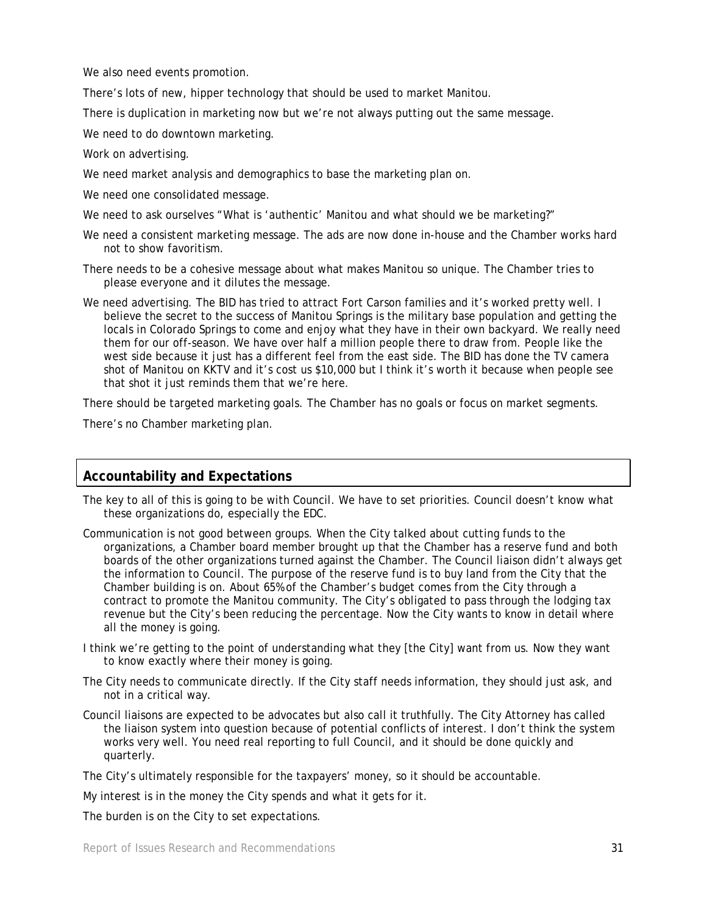We also need events promotion.

There's lots of new, hipper technology that should be used to market Manitou.

There is duplication in marketing now but we're not always putting out the same message.

We need to do downtown marketing.

Work on advertising.

We need market analysis and demographics to base the marketing plan on.

We need one consolidated message.

We need to ask ourselves "What is 'authentic' Manitou and what should we be marketing?"

We need a consistent marketing message. The ads are now done in-house and the Chamber works hard not to show favoritism.

There needs to be a cohesive message about what makes Manitou so unique. The Chamber tries to please everyone and it dilutes the message.

We need advertising. The BID has tried to attract Fort Carson families and it's worked pretty well. I believe the secret to the success of Manitou Springs is the military base population and getting the locals in Colorado Springs to come and enjoy what they have in their own backyard. We really need them for our off-season. We have over half a million people there to draw from. People like the west side because it just has a different feel from the east side. The BID has done the TV camera shot of Manitou on KKTV and it's cost us $10,000 but I think it's worth it because when people see that shot it just reminds them that we're here.

There should be targeted marketing goals. The Chamber has no goals or focus on market segments.

There's no Chamber marketing plan.

## Accountability and Expectations

The key to all of this is going to be with Council. We have to set priorities. Council doesn't know what these organizations do, especially the EDC.

Communication is not good between groups. When the City talked about cutting funds to the organizations, a Chamber board member brought up that the Chamber has a reserve fund and both boards of the other organizations turned against the Chamber. The Council liaison didn't always get the information to Council. The purpose of the reserve fund is to buy land from the City that the Chamber building is on. About 65% of the Chamber's budget comes from the City through a contract to promote the Manitou community. The City's obligated to pass through the lodging tax revenue but the City's been reducing the percentage. Now the City wants to know in detail where all the money is going.

I think we're getting to the point of understanding what they [the City] want from us. Now they want to know exactly where their money is going.

The City needs to communicate directly. If the City staff needs information, they should just ask, and not in a critical way.

Council liaisons are expected to be advocates but also call it truthfully. The City Attorney has called the liaison system into question because of potential conflicts of interest. I don't think the system works very well. You need real reporting to full Council, and it should be done quickly and quarterly.

The City's ultimately responsible for the taxpayers' money, so it should be accountable.

My interest is in the money the City spends and what it gets for it.

The burden is on the City to set expectations.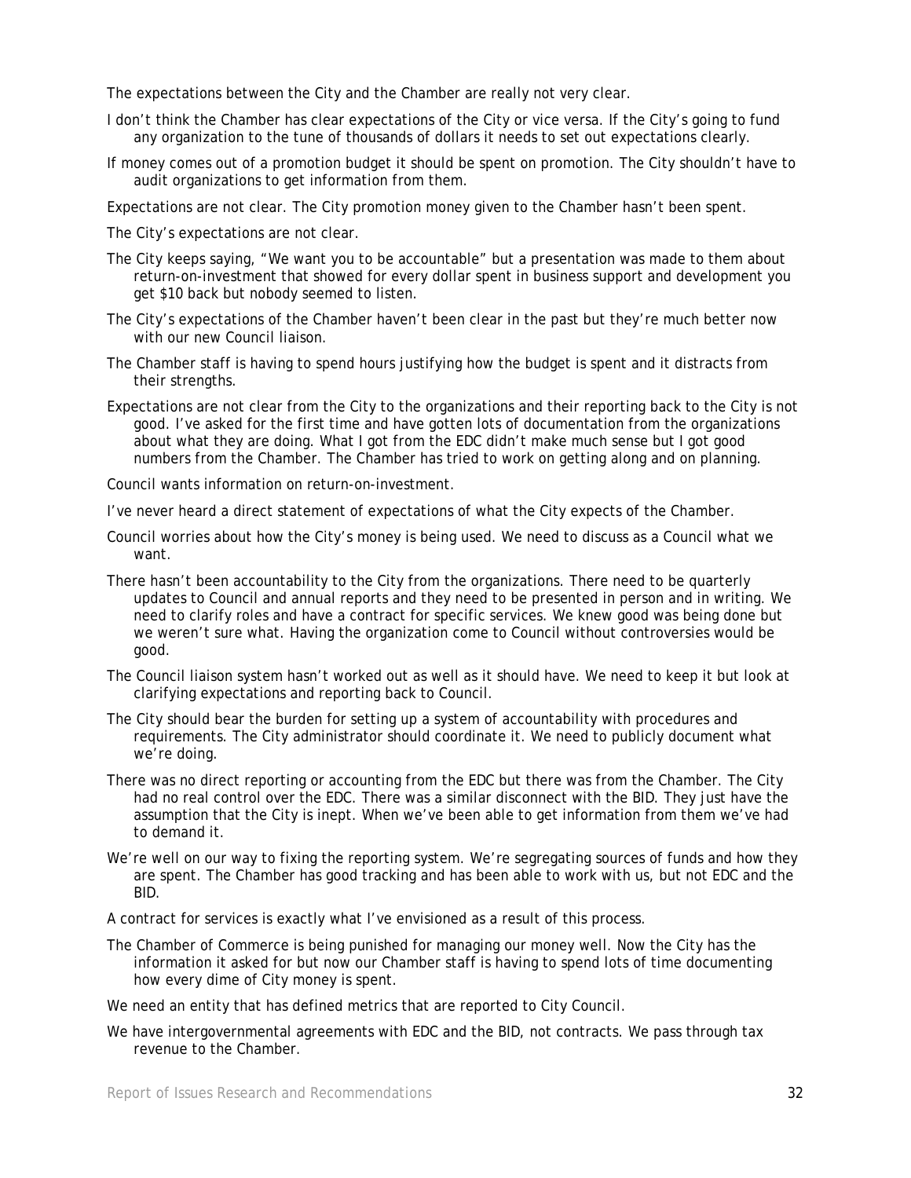The expectations between the City and the Chamber are really not very clear.

I don't think the Chamber has clear expectations of the City or vice versa. If the City's going to fund any organization to the tune of thousands of dollars it needs to set out expectations clearly.

If money comes out of a promotion budget it should be spent on promotion. The City shouldn't have to audit organizations to get information from them.

Expectations are not clear. The City promotion money given to the Chamber hasn't been spent.

The City's expectations are not clear.

The City keeps saying, "We want you to be accountable" but a presentation was made to them about return-on-investment that showed for every dollar spent in business support and development you get $10 back but nobody seemed to listen.

The City's expectations of the Chamber haven't been clear in the past but they're much better now with our new Council liaison.

The Chamber staff is having to spend hours justifying how the budget is spent and it distracts from their strengths.

Expectations are not clear from the City to the organizations and their reporting back to the City is not good. I've asked for the first time and have gotten lots of documentation from the organizations about what they are doing. What I got from the EDC didn't make much sense but I got good numbers from the Chamber. The Chamber has tried to work on getting along and on planning.

Council wants information on return-on-investment.

I've never heard a direct statement of expectations of what the City expects of the Chamber.

Council worries about how the City's money is being used. We need to discuss as a Council what we want.

There hasn't been accountability to the City from the organizations. There need to be quarterly updates to Council and annual reports and they need to be presented in person and in writing. We need to clarify roles and have a contract for specific services. We knew good was being done but we weren't sure what. Having the organization come to Council without controversies would be good.

The Council liaison system hasn't worked out as well as it should have. We need to keep it but look at clarifying expectations and reporting back to Council.

The City should bear the burden for setting up a system of accountability with procedures and requirements. The City administrator should coordinate it. We need to publicly document what we're doing.

There was no direct reporting or accounting from the EDC but there was from the Chamber. The City had no real control over the EDC. There was a similar disconnect with the BID. They just have the assumption that the City is inept. When we've been able to get information from them we've had to demand it.

We're well on our way to fixing the reporting system. We're segregating sources of funds and how they are spent. The Chamber has good tracking and has been able to work with us, but not EDC and the BID.

A contract for services is exactly what I've envisioned as a result of this process.

The Chamber of Commerce is being punished for managing our money well. Now the City has the information it asked for but now our Chamber staff is having to spend lots of time documenting how every dime of City money is spent.

We need an entity that has defined metrics that are reported to City Council.

We have intergovernmental agreements with EDC and the BID, not contracts. We pass through tax revenue to the Chamber.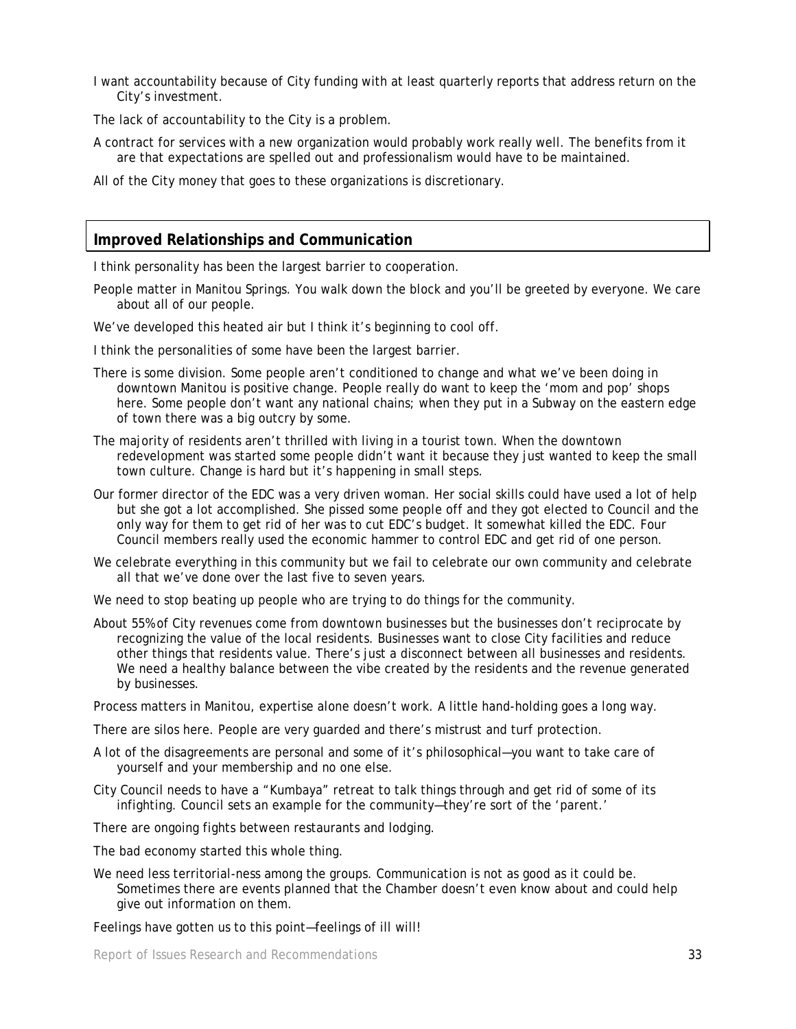I want accountability because of City funding with at least quarterly reports that address return on the City's investment.

The lack of accountability to the City is a problem.

A contract for services with a new organization would probably work really well. The benefits from it are that expectations are spelled out and professionalism would have to be maintained.

All of the City money that goes to these organizations is discretionary.

## Improved Relationships and Communication

I think personality has been the largest barrier to cooperation.

People matter in Manitou Springs. You walk down the block and you'll be greeted by everyone. We care about all of our people.

We've developed this heated air but I think it's beginning to cool off.

I think the personalities of some have been the largest barrier.

There is some division. Some people aren't conditioned to change and what we've been doing in downtown Manitou is positive change. People really do want to keep the 'mom and pop' shops here. Some people don't want any national chains; when they put in a Subway on the eastern edge of town there was a big outcry by some.

The majority of residents aren't thrilled with living in a tourist town. When the downtown redevelopment was started some people didn't want it because they just wanted to keep the small town culture. Change is hard but it's happening in small steps.

Our former director of the EDC was a very driven woman. Her social skills could have used a lot of help but she got a lot accomplished. She pissed some people off and they got elected to Council and the only way for them to get rid of her was to cut EDC's budget. It somewhat killed the EDC. Four Council members really used the economic hammer to control EDC and get rid of one person.

We celebrate everything in this community but we fail to celebrate our own community and celebrate all that we've done over the last five to seven years.

We need to stop beating up people who are trying to do things for the community.

About 55% of City revenues come from downtown businesses but the businesses don't reciprocate by recognizing the value of the local residents. Businesses want to close City facilities and reduce other things that residents value. There's just a disconnect between all businesses and residents. We need a healthy balance between the vibe created by the residents and the revenue generated by businesses.

Process matters in Manitou, expertise alone doesn't work. A little hand-holding goes a long way.

There are silos here. People are very guarded and there's mistrust and turf protection.

A lot of the disagreements are personal and some of it's philosophical—you want to take care of yourself and your membership and no one else.

City Council needs to have a "Kumbaya" retreat to talk things through and get rid of some of its infighting. Council sets an example for the community—they're sort of the 'parent.'

There are ongoing fights between restaurants and lodging.

The bad economy started this whole thing.

We need less territorial-ness among the groups. Communication is not as good as it could be. Sometimes there are events planned that the Chamber doesn't even know about and could help give out information on them.

Feelings have gotten us to this point—feelings of ill will!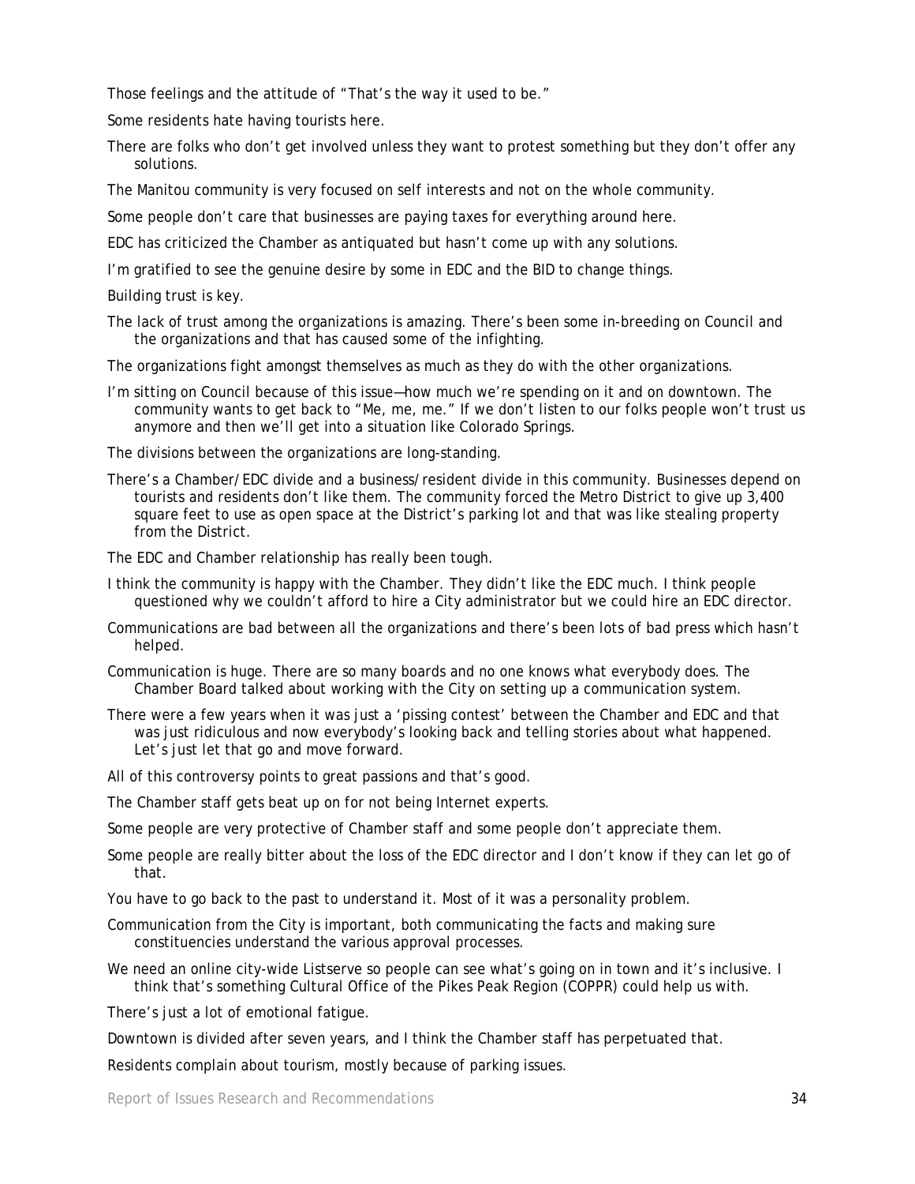Those feelings and the attitude of "That's the way it used to be."

Some residents hate having tourists here.

There are folks who don't get involved unless they want to protest something but they don't offer any solutions.

The Manitou community is very focused on self interests and not on the whole community.

Some people don't care that businesses are paying taxes for everything around here.

EDC has criticized the Chamber as antiquated but hasn't come up with any solutions.

I'm gratified to see the genuine desire by some in EDC and the BID to change things.

Building trust is key.

The lack of trust among the organizations is amazing. There's been some in-breeding on Council and the organizations and that has caused some of the infighting.

The organizations fight amongst themselves as much as they do with the other organizations.

I'm sitting on Council because of this issue—how much we're spending on it and on downtown. The community wants to get back to "Me, me, me." If we don't listen to our folks people won't trust us anymore and then we'll get into a situation like Colorado Springs.

The divisions between the organizations are long-standing.

There's a Chamber/EDC divide and a business/resident divide in this community. Businesses depend on tourists and residents don't like them. The community forced the Metro District to give up 3,400 square feet to use as open space at the District's parking lot and that was like stealing property from the District.

The EDC and Chamber relationship has really been tough.

I think the community is happy with the Chamber. They didn't like the EDC much. I think people questioned why we couldn't afford to hire a City administrator but we could hire an EDC director.

Communications are bad between all the organizations and there's been lots of bad press which hasn't helped.

Communication is huge. There are so many boards and no one knows what everybody does. The Chamber Board talked about working with the City on setting up a communication system.

There were a few years when it was just a 'pissing contest' between the Chamber and EDC and that was just ridiculous and now everybody's looking back and telling stories about what happened. Let's just let that go and move forward.

All of this controversy points to great passions and that's good.

The Chamber staff gets beat up on for not being Internet experts.

Some people are very protective of Chamber staff and some people don't appreciate them.

Some people are really bitter about the loss of the EDC director and I don't know if they can let go of that.

You have to go back to the past to understand it. Most of it was a personality problem.

Communication from the City is important, both communicating the facts and making sure constituencies understand the various approval processes.

We need an online city-wide Listserve so people can see what's going on in town and it's inclusive. I think that's something Cultural Office of the Pikes Peak Region (COPPR) could help us with.

There's just a lot of emotional fatigue.

Downtown is divided after seven years, and I think the Chamber staff has perpetuated that.

Residents complain about tourism, mostly because of parking issues.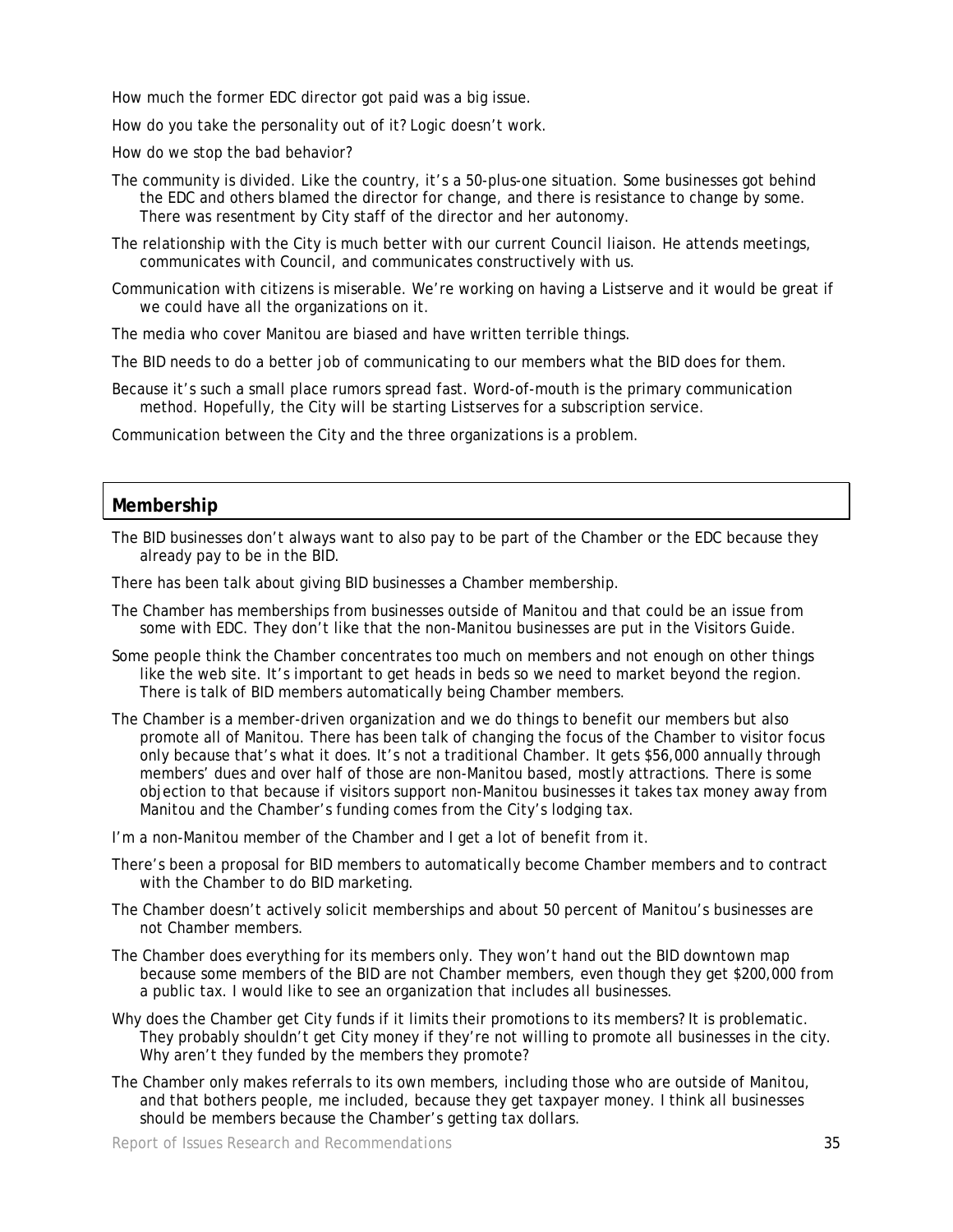How much the former EDC director got paid was a big issue.

How do you take the personality out of it? Logic doesn't work.

How do we stop the bad behavior?

The community is divided. Like the country, it's a 50-plus-one situation. Some businesses got behind the EDC and others blamed the director for change, and there is resistance to change by some. There was resentment by City staff of the director and her autonomy.

The relationship with the City is much better with our current Council liaison. He attends meetings, communicates with Council, and communicates constructively with us.

Communication with citizens is miserable. We're working on having a Listserve and it would be great if we could have all the organizations on it.

The media who cover Manitou are biased and have written terrible things.

The BID needs to do a better job of communicating to our members what the BID does for them.

Because it's such a small place rumors spread fast. Word-of-mouth is the primary communication method. Hopefully, the City will be starting Listserves for a subscription service.

Communication between the City and the three organizations is a problem.

## Membership

The BID businesses don't always want to also pay to be part of the Chamber or the EDC because they already pay to be in the BID.

There has been talk about giving BID businesses a Chamber membership.

The Chamber has memberships from businesses outside of Manitou and that could be an issue from some with EDC. They don't like that the non-Manitou businesses are put in the Visitors Guide.

Some people think the Chamber concentrates too much on members and not enough on other things like the web site. It's important to get heads in beds so we need to market beyond the region. There is talk of BID members automatically being Chamber members.

The Chamber is a member-driven organization and we do things to benefit our members but also promote all of Manitou. There has been talk of changing the focus of the Chamber to visitor focus only because that's what it does. It's not a traditional Chamber. It gets $56,000 annually through members' dues and over half of those are non-Manitou based, mostly attractions. There is some objection to that because if visitors support non-Manitou businesses it takes tax money away from Manitou and the Chamber's funding comes from the City's lodging tax.

I'm a non-Manitou member of the Chamber and I get a lot of benefit from it.

There's been a proposal for BID members to automatically become Chamber members and to contract with the Chamber to do BID marketing.

The Chamber doesn't actively solicit memberships and about 50 percent of Manitou's businesses are not Chamber members.

The Chamber does everything for its members only. They won't hand out the BID downtown map because some members of the BID are not Chamber members, even though they get $200,000 from a public tax. I would like to see an organization that includes all businesses.

Why does the Chamber get City funds if it limits their promotions to its members? It is problematic. They probably shouldn't get City money if they're not willing to promote all businesses in the city. Why aren't they funded by the members they promote?

The Chamber only makes referrals to its own members, including those who are outside of Manitou, and that bothers people, me included, because they get taxpayer money. I think all businesses should be members because the Chamber's getting tax dollars.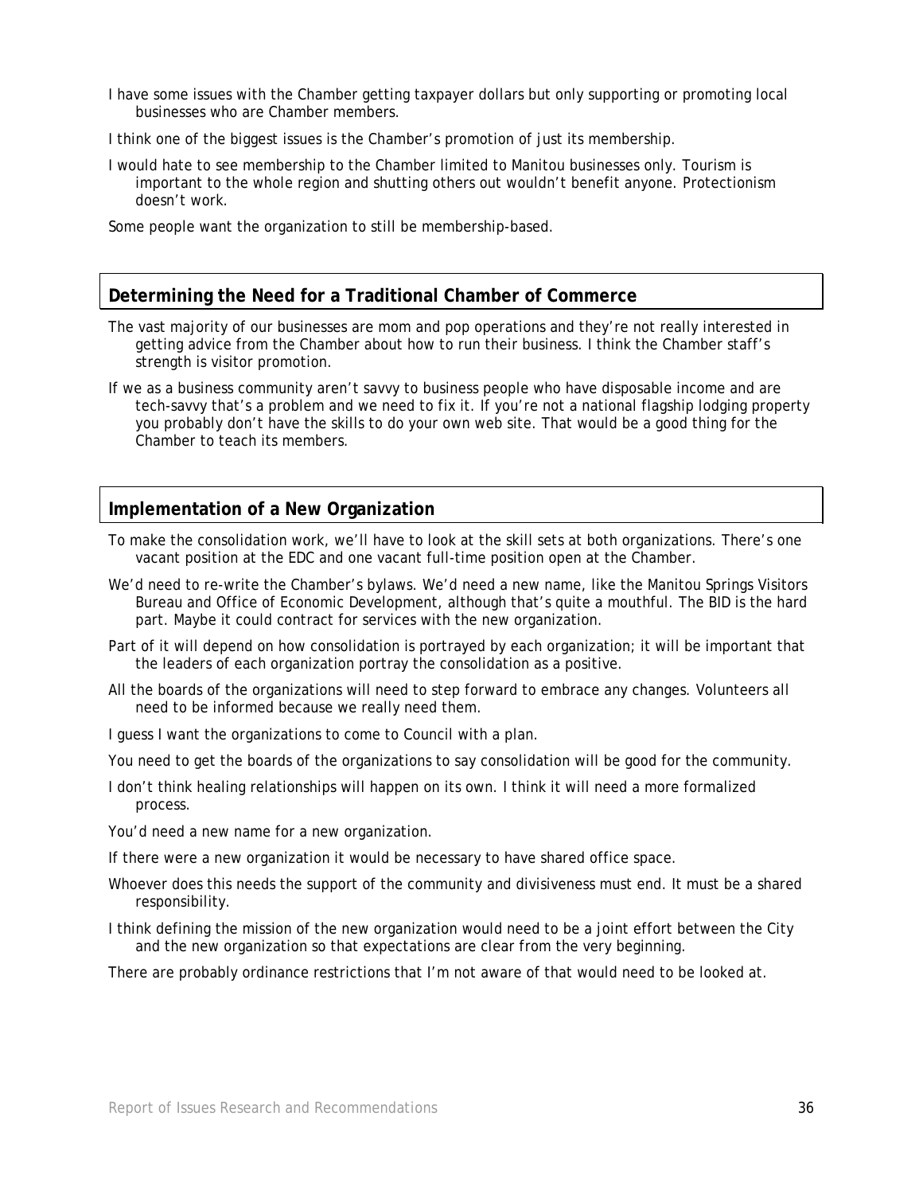I have some issues with the Chamber getting taxpayer dollars but only supporting or promoting local businesses who are Chamber members.

I think one of the biggest issues is the Chamber's promotion of just its membership.

I would hate to see membership to the Chamber limited to Manitou businesses only. Tourism is important to the whole region and shutting others out wouldn't benefit anyone. Protectionism doesn't work.

Some people want the organization to still be membership-based.

## Determining the Need for a Traditional Chamber of Commerce

The vast majority of our businesses are mom and pop operations and they're not really interested in getting advice from the Chamber about how to run their business. I think the Chamber staff's strength is visitor promotion.

If we as a business community aren't savvy to business people who have disposable income and are tech-savvy that's a problem and we need to fix it. If you're not a national flagship lodging property you probably don't have the skills to do your own web site. That would be a good thing for the Chamber to teach its members.

## Implementation of a New Organization

To make the consolidation work, we'll have to look at the skill sets at both organizations. There's one vacant position at the EDC and one vacant full-time position open at the Chamber.

We'd need to re-write the Chamber's bylaws. We'd need a new name, like the Manitou Springs Visitors Bureau and Office of Economic Development, although that's quite a mouthful. The BID is the hard part. Maybe it could contract for services with the new organization.

Part of it will depend on how consolidation is portrayed by each organization; it will be important that the leaders of each organization portray the consolidation as a positive.

All the boards of the organizations will need to step forward to embrace any changes. Volunteers all need to be informed because we really need them.

I guess I want the organizations to come to Council with a plan.

You need to get the boards of the organizations to say consolidation will be good for the community.

I don't think healing relationships will happen on its own. I think it will need a more formalized process.

You'd need a new name for a new organization.

If there were a new organization it would be necessary to have shared office space.

Whoever does this needs the support of the community and divisiveness must end. It must be a shared responsibility.

I think defining the mission of the new organization would need to be a joint effort between the City and the new organization so that expectations are clear from the very beginning.

There are probably ordinance restrictions that I'm not aware of that would need to be looked at.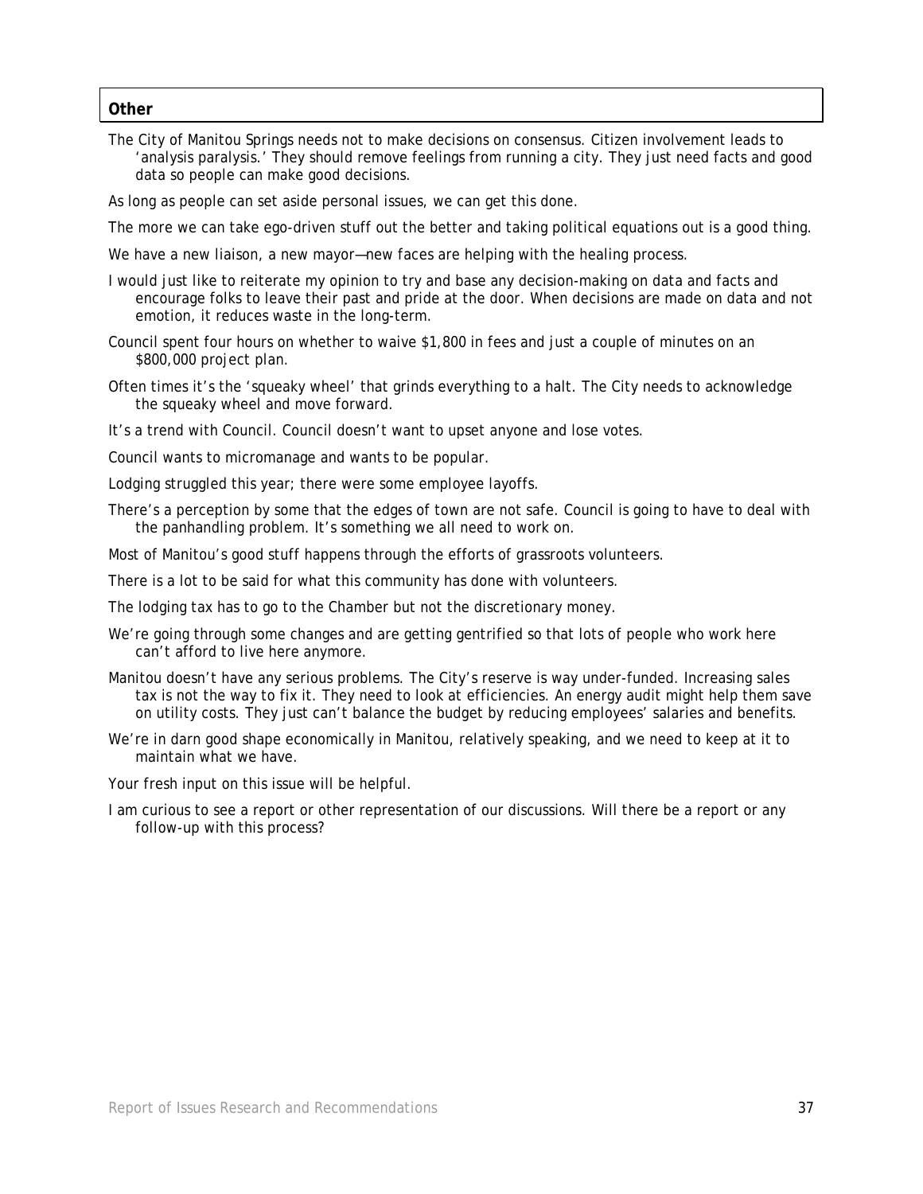**Other**

The City of Manitou Springs needs not to make decisions on consensus. Citizen involvement leads to 'analysis paralysis.' They should remove feelings from running a city. They just need facts and good data so people can make good decisions.

As long as people can set aside personal issues, we can get this done.

The more we can take ego-driven stuff out the better and taking political equations out is a good thing.

We have a new liaison, a new mayor—new faces are helping with the healing process.

I would just like to reiterate my opinion to try and base any decision-making on data and facts and encourage folks to leave their past and pride at the door. When decisions are made on data and not emotion, it reduces waste in the long-term.

Council spent four hours on whether to waive $1,800 in fees and just a couple of minutes on an $800,000 project plan.

Often times it's the 'squeaky wheel' that grinds everything to a halt. The City needs to acknowledge the squeaky wheel and move forward.

It's a trend with Council. Council doesn't want to upset anyone and lose votes.

Council wants to micromanage and wants to be popular.

Lodging struggled this year; there were some employee layoffs.

There's a perception by some that the edges of town are not safe. Council is going to have to deal with the panhandling problem. It's something we all need to work on.

Most of Manitou's good stuff happens through the efforts of grassroots volunteers.

There is a lot to be said for what this community has done with volunteers.

The lodging tax has to go to the Chamber but not the discretionary money.

We're going through some changes and are getting gentrified so that lots of people who work here can't afford to live here anymore.

Manitou doesn't have any serious problems. The City's reserve is way under-funded. Increasing sales tax is not the way to fix it. They need to look at efficiencies. An energy audit might help them save on utility costs. They just can't balance the budget by reducing employees' salaries and benefits.

We're in darn good shape economically in Manitou, relatively speaking, and we need to keep at it to maintain what we have.

Your fresh input on this issue will be helpful.

I am curious to see a report or other representation of our discussions. Will there be a report or any follow-up with this process?